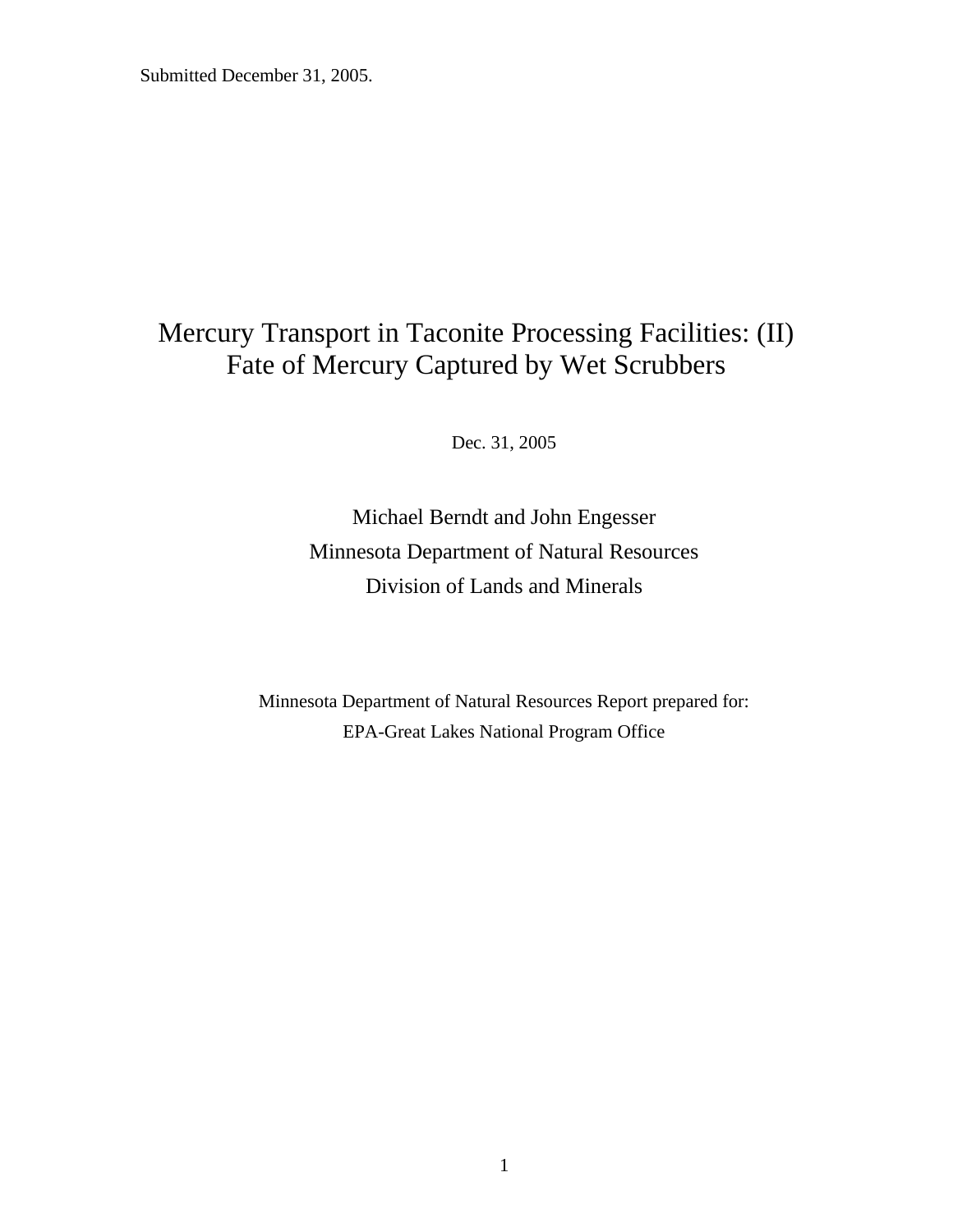Submitted December 31, 2005.

# Mercury Transport in Taconite Processing Facilities: (II) Fate of Mercury Captured by Wet Scrubbers

Dec. 31, 2005

Michael Berndt and John Engesser

Minnesota Department of Natural Resources

Division of Lands and Minerals

Minnesota Department of Natural Resources Report prepared for:

EPA-Great Lakes National Program Office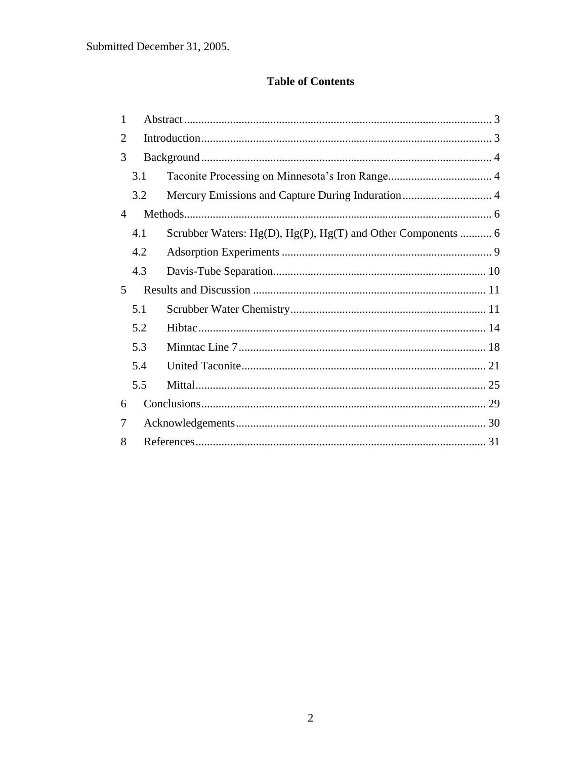Submitted December 31, 2005.

## Table of Contents

1 Abstract .......... 3
2 Introduction .......... 3
3 Background .......... 4
  3.1 Taconite Processing on Minnesota's Iron Range .......... 4
  3.2 Mercury Emissions and Capture During Induration .......... 4
4 Methods .......... 6
  4.1 Scrubber Waters: Hg(D), Hg(P), Hg(T) and Other Components .......... 6
  4.2 Adsorption Experiments .......... 9
  4.3 Davis-Tube Separation .......... 10
5 Results and Discussion .......... 11
  5.1 Scrubber Water Chemistry .......... 11
  5.2 Hibtac .......... 14
  5.3 Minntac Line 7 .......... 18
  5.4 United Taconite .......... 21
  5.5 Mittal .......... 25
6 Conclusions .......... 29
7 Acknowledgements .......... 30
8 References .......... 31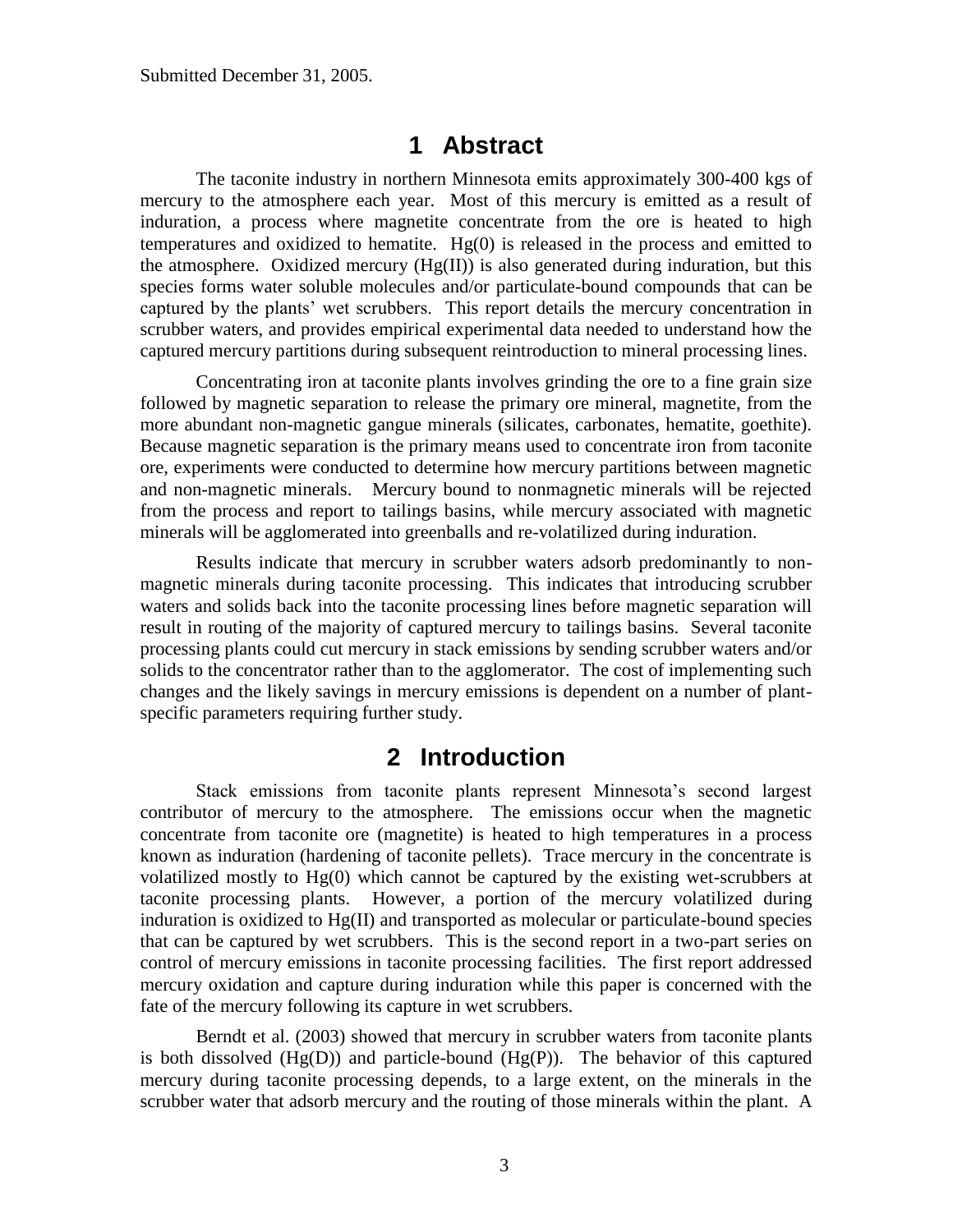Submitted December 31, 2005.

# 1 Abstract

The taconite industry in northern Minnesota emits approximately 300-400 kgs of mercury to the atmosphere each year. Most of this mercury is emitted as a result of induration, a process where magnetite concentrate from the ore is heated to high temperatures and oxidized to hematite. Hg(0) is released in the process and emitted to the atmosphere. Oxidized mercury (Hg(II)) is also generated during induration, but this species forms water soluble molecules and/or particulate-bound compounds that can be captured by the plants' wet scrubbers. This report details the mercury concentration in scrubber waters, and provides empirical experimental data needed to understand how the captured mercury partitions during subsequent reintroduction to mineral processing lines.

Concentrating iron at taconite plants involves grinding the ore to a fine grain size followed by magnetic separation to release the primary ore mineral, magnetite, from the more abundant non-magnetic gangue minerals (silicates, carbonates, hematite, goethite). Because magnetic separation is the primary means used to concentrate iron from taconite ore, experiments were conducted to determine how mercury partitions between magnetic and non-magnetic minerals. Mercury bound to nonmagnetic minerals will be rejected from the process and report to tailings basins, while mercury associated with magnetic minerals will be agglomerated into greenballs and re-volatilized during induration.

Results indicate that mercury in scrubber waters adsorb predominantly to non-magnetic minerals during taconite processing. This indicates that introducing scrubber waters and solids back into the taconite processing lines before magnetic separation will result in routing of the majority of captured mercury to tailings basins. Several taconite processing plants could cut mercury in stack emissions by sending scrubber waters and/or solids to the concentrator rather than to the agglomerator. The cost of implementing such changes and the likely savings in mercury emissions is dependent on a number of plant-specific parameters requiring further study.

# 2 Introduction

Stack emissions from taconite plants represent Minnesota's second largest contributor of mercury to the atmosphere. The emissions occur when the magnetic concentrate from taconite ore (magnetite) is heated to high temperatures in a process known as induration (hardening of taconite pellets). Trace mercury in the concentrate is volatilized mostly to Hg(0) which cannot be captured by the existing wet-scrubbers at taconite processing plants. However, a portion of the mercury volatilized during induration is oxidized to Hg(II) and transported as molecular or particulate-bound species that can be captured by wet scrubbers. This is the second report in a two-part series on control of mercury emissions in taconite processing facilities. The first report addressed mercury oxidation and capture during induration while this paper is concerned with the fate of the mercury following its capture in wet scrubbers.

Berndt et al. (2003) showed that mercury in scrubber waters from taconite plants is both dissolved (Hg(D)) and particle-bound (Hg(P)). The behavior of this captured mercury during taconite processing depends, to a large extent, on the minerals in the scrubber water that adsorb mercury and the routing of those minerals within the plant. A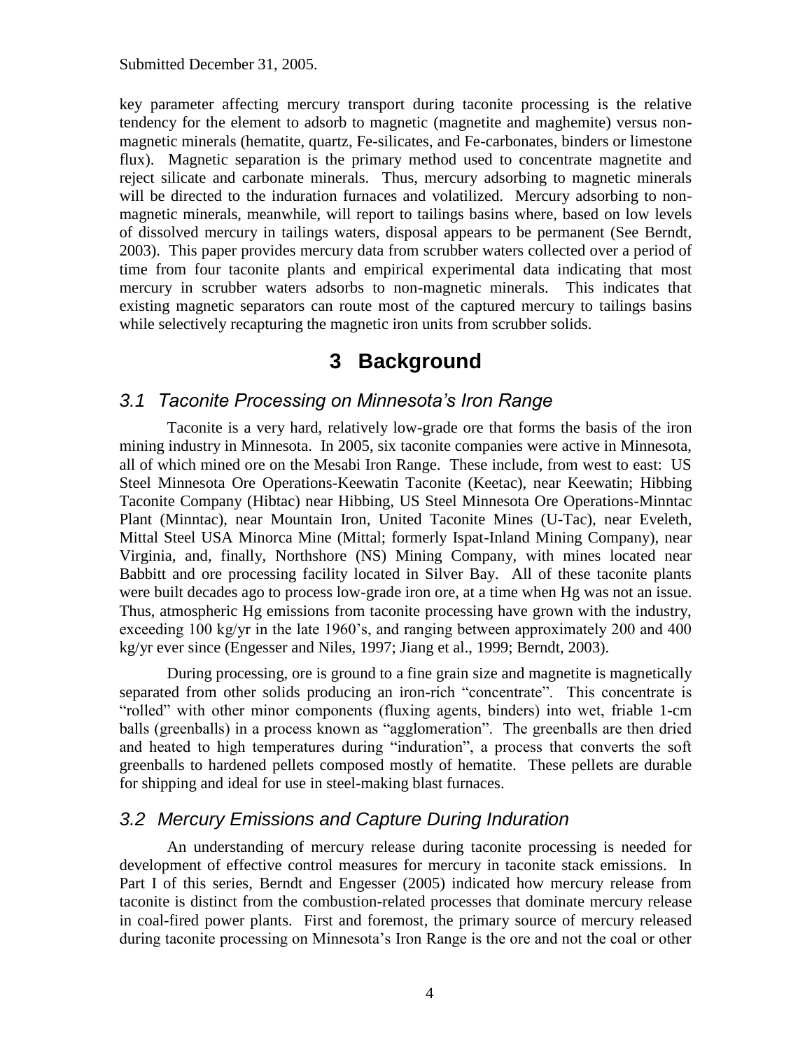key parameter affecting mercury transport during taconite processing is the relative tendency for the element to adsorb to magnetic (magnetite and maghemite) versus non-magnetic minerals (hematite, quartz, Fe-silicates, and Fe-carbonates, binders or limestone flux). Magnetic separation is the primary method used to concentrate magnetite and reject silicate and carbonate minerals. Thus, mercury adsorbing to magnetic minerals will be directed to the induration furnaces and volatilized. Mercury adsorbing to non-magnetic minerals, meanwhile, will report to tailings basins where, based on low levels of dissolved mercury in tailings waters, disposal appears to be permanent (See Berndt, 2003). This paper provides mercury data from scrubber waters collected over a period of time from four taconite plants and empirical experimental data indicating that most mercury in scrubber waters adsorbs to non-magnetic minerals. This indicates that existing magnetic separators can route most of the captured mercury to tailings basins while selectively recapturing the magnetic iron units from scrubber solids.

# 3 Background

## *3.1 Taconite Processing on Minnesota's Iron Range*

Taconite is a very hard, relatively low-grade ore that forms the basis of the iron mining industry in Minnesota. In 2005, six taconite companies were active in Minnesota, all of which mined ore on the Mesabi Iron Range. These include, from west to east: US Steel Minnesota Ore Operations-Keewatin Taconite (Keetac), near Keewatin; Hibbing Taconite Company (Hibtac) near Hibbing, US Steel Minnesota Ore Operations-Minntac Plant (Minntac), near Mountain Iron, United Taconite Mines (U-Tac), near Eveleth, Mittal Steel USA Minorca Mine (Mittal; formerly Ispat-Inland Mining Company), near Virginia, and, finally, Northshore (NS) Mining Company, with mines located near Babbitt and ore processing facility located in Silver Bay. All of these taconite plants were built decades ago to process low-grade iron ore, at a time when Hg was not an issue. Thus, atmospheric Hg emissions from taconite processing have grown with the industry, exceeding 100 kg/yr in the late 1960's, and ranging between approximately 200 and 400 kg/yr ever since (Engesser and Niles, 1997; Jiang et al., 1999; Berndt, 2003).

During processing, ore is ground to a fine grain size and magnetite is magnetically separated from other solids producing an iron-rich "concentrate". This concentrate is "rolled" with other minor components (fluxing agents, binders) into wet, friable 1-cm balls (greenballs) in a process known as "agglomeration". The greenballs are then dried and heated to high temperatures during "induration", a process that converts the soft greenballs to hardened pellets composed mostly of hematite. These pellets are durable for shipping and ideal for use in steel-making blast furnaces.

## *3.2 Mercury Emissions and Capture During Induration*

An understanding of mercury release during taconite processing is needed for development of effective control measures for mercury in taconite stack emissions. In Part I of this series, Berndt and Engesser (2005) indicated how mercury release from taconite is distinct from the combustion-related processes that dominate mercury release in coal-fired power plants. First and foremost, the primary source of mercury released during taconite processing on Minnesota's Iron Range is the ore and not the coal or other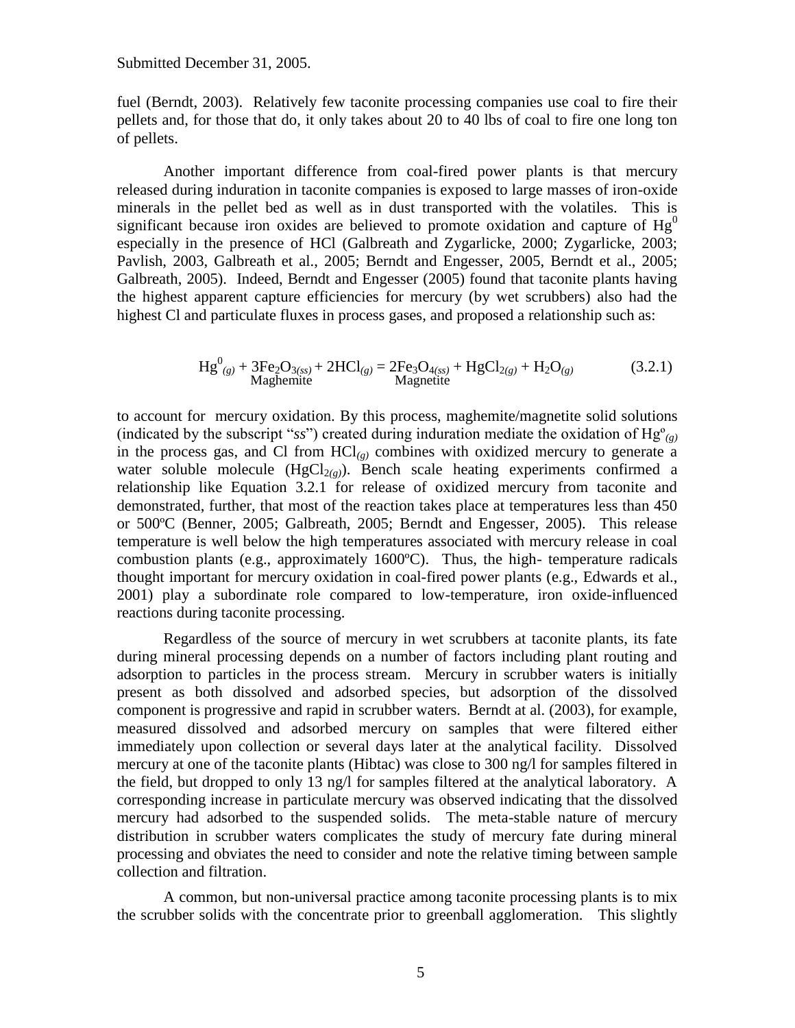fuel (Berndt, 2003). Relatively few taconite processing companies use coal to fire their pellets and, for those that do, it only takes about 20 to 40 lbs of coal to fire one long ton of pellets.

Another important difference from coal-fired power plants is that mercury released during induration in taconite companies is exposed to large masses of iron-oxide minerals in the pellet bed as well as in dust transported with the volatiles. This is significant because iron oxides are believed to promote oxidation and capture of $Hg^0$ especially in the presence of HCl (Galbreath and Zygarlicke, 2000; Zygarlicke, 2003; Pavlish, 2003, Galbreath et al., 2005; Berndt and Engesser, 2005, Berndt et al., 2005; Galbreath, 2005). Indeed, Berndt and Engesser (2005) found that taconite plants having the highest apparent capture efficiencies for mercury (by wet scrubbers) also had the highest Cl and particulate fluxes in process gases, and proposed a relationship such as:

$$Hg^0_{(g)} + \underset{\text{Maghemite}}{3Fe_2O_{3(ss)}} + 2HCl_{(g)} = \underset{\text{Magnetite}}{2Fe_3O_{4(ss)}} + HgCl_{2(g)} + H_2O_{(g)} \qquad (3.2.1)$$

to account for mercury oxidation. By this process, maghemite/magnetite solid solutions (indicated by the subscript "*ss*") created during induration mediate the oxidation of $Hg^o_{(g)}$ in the process gas, and Cl from $HCl_{(g)}$ combines with oxidized mercury to generate a water soluble molecule ($HgCl_{2(g)}$). Bench scale heating experiments confirmed a relationship like Equation 3.2.1 for release of oxidized mercury from taconite and demonstrated, further, that most of the reaction takes place at temperatures less than 450 or 500ºC (Benner, 2005; Galbreath, 2005; Berndt and Engesser, 2005). This release temperature is well below the high temperatures associated with mercury release in coal combustion plants (e.g., approximately 1600ºC). Thus, the high- temperature radicals thought important for mercury oxidation in coal-fired power plants (e.g., Edwards et al., 2001) play a subordinate role compared to low-temperature, iron oxide-influenced reactions during taconite processing.

Regardless of the source of mercury in wet scrubbers at taconite plants, its fate during mineral processing depends on a number of factors including plant routing and adsorption to particles in the process stream. Mercury in scrubber waters is initially present as both dissolved and adsorbed species, but adsorption of the dissolved component is progressive and rapid in scrubber waters. Berndt at al. (2003), for example, measured dissolved and adsorbed mercury on samples that were filtered either immediately upon collection or several days later at the analytical facility. Dissolved mercury at one of the taconite plants (Hibtac) was close to 300 ng/l for samples filtered in the field, but dropped to only 13 ng/l for samples filtered at the analytical laboratory. A corresponding increase in particulate mercury was observed indicating that the dissolved mercury had adsorbed to the suspended solids. The meta-stable nature of mercury distribution in scrubber waters complicates the study of mercury fate during mineral processing and obviates the need to consider and note the relative timing between sample collection and filtration.

A common, but non-universal practice among taconite processing plants is to mix the scrubber solids with the concentrate prior to greenball agglomeration. This slightly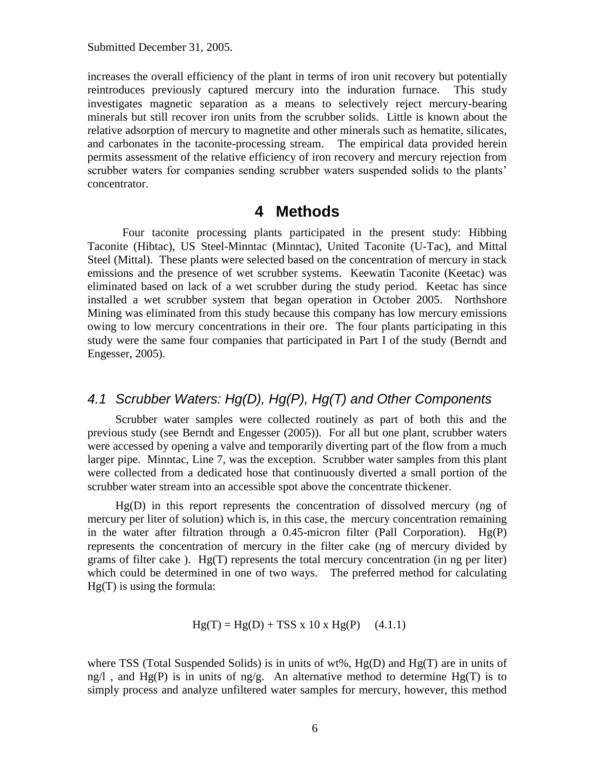increases the overall efficiency of the plant in terms of iron unit recovery but potentially reintroduces previously captured mercury into the induration furnace. This study investigates magnetic separation as a means to selectively reject mercury-bearing minerals but still recover iron units from the scrubber solids. Little is known about the relative adsorption of mercury to magnetite and other minerals such as hematite, silicates, and carbonates in the taconite-processing stream. The empirical data provided herein permits assessment of the relative efficiency of iron recovery and mercury rejection from scrubber waters for companies sending scrubber waters suspended solids to the plants' concentrator.

# 4 Methods

Four taconite processing plants participated in the present study: Hibbing Taconite (Hibtac), US Steel-Minntac (Minntac), United Taconite (U-Tac), and Mittal Steel (Mittal). These plants were selected based on the concentration of mercury in stack emissions and the presence of wet scrubber systems. Keewatin Taconite (Keetac) was eliminated based on lack of a wet scrubber during the study period. Keetac has since installed a wet scrubber system that began operation in October 2005. Northshore Mining was eliminated from this study because this company has low mercury emissions owing to low mercury concentrations in their ore. The four plants participating in this study were the same four companies that participated in Part I of the study (Berndt and Engesser, 2005).

## *4.1 Scrubber Waters: Hg(D), Hg(P), Hg(T) and Other Components*

Scrubber water samples were collected routinely as part of both this and the previous study (see Berndt and Engesser (2005)). For all but one plant, scrubber waters were accessed by opening a valve and temporarily diverting part of the flow from a much larger pipe. Minntac, Line 7, was the exception. Scrubber water samples from this plant were collected from a dedicated hose that continuously diverted a small portion of the scrubber water stream into an accessible spot above the concentrate thickener.

Hg(D) in this report represents the concentration of dissolved mercury (ng of mercury per liter of solution) which is, in this case, the mercury concentration remaining in the water after filtration through a 0.45-micron filter (Pall Corporation). Hg(P) represents the concentration of mercury in the filter cake (ng of mercury divided by grams of filter cake ). Hg(T) represents the total mercury concentration (in ng per liter) which could be determined in one of two ways. The preferred method for calculating Hg(T) is using the formula:

$$\mathrm{Hg(T)} = \mathrm{Hg(D)} + \mathrm{TSS} \times 10 \times \mathrm{Hg(P)} \qquad (4.1.1)$$

where TSS (Total Suspended Solids) is in units of wt%, Hg(D) and Hg(T) are in units of ng/l , and Hg(P) is in units of ng/g. An alternative method to determine Hg(T) is to simply process and analyze unfiltered water samples for mercury, however, this method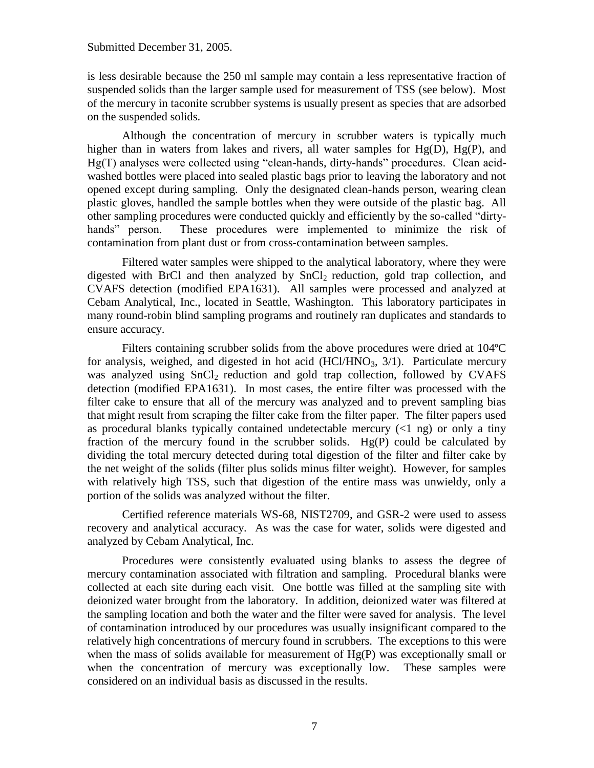is less desirable because the 250 ml sample may contain a less representative fraction of suspended solids than the larger sample used for measurement of TSS (see below). Most of the mercury in taconite scrubber systems is usually present as species that are adsorbed on the suspended solids.

Although the concentration of mercury in scrubber waters is typically much higher than in waters from lakes and rivers, all water samples for Hg(D), Hg(P), and Hg(T) analyses were collected using "clean-hands, dirty-hands" procedures. Clean acid-washed bottles were placed into sealed plastic bags prior to leaving the laboratory and not opened except during sampling. Only the designated clean-hands person, wearing clean plastic gloves, handled the sample bottles when they were outside of the plastic bag. All other sampling procedures were conducted quickly and efficiently by the so-called "dirty-hands" person. These procedures were implemented to minimize the risk of contamination from plant dust or from cross-contamination between samples.

Filtered water samples were shipped to the analytical laboratory, where they were digested with BrCl and then analyzed by $SnCl_2$ reduction, gold trap collection, and CVAFS detection (modified EPA1631). All samples were processed and analyzed at Cebam Analytical, Inc., located in Seattle, Washington. This laboratory participates in many round-robin blind sampling programs and routinely ran duplicates and standards to ensure accuracy.

Filters containing scrubber solids from the above procedures were dried at 104ºC for analysis, weighed, and digested in hot acid ($HCl/HNO_3$, 3/1). Particulate mercury was analyzed using $SnCl_2$ reduction and gold trap collection, followed by CVAFS detection (modified EPA1631). In most cases, the entire filter was processed with the filter cake to ensure that all of the mercury was analyzed and to prevent sampling bias that might result from scraping the filter cake from the filter paper. The filter papers used as procedural blanks typically contained undetectable mercury (<1 ng) or only a tiny fraction of the mercury found in the scrubber solids. Hg(P) could be calculated by dividing the total mercury detected during total digestion of the filter and filter cake by the net weight of the solids (filter plus solids minus filter weight). However, for samples with relatively high TSS, such that digestion of the entire mass was unwieldy, only a portion of the solids was analyzed without the filter.

Certified reference materials WS-68, NIST2709, and GSR-2 were used to assess recovery and analytical accuracy. As was the case for water, solids were digested and analyzed by Cebam Analytical, Inc.

Procedures were consistently evaluated using blanks to assess the degree of mercury contamination associated with filtration and sampling. Procedural blanks were collected at each site during each visit. One bottle was filled at the sampling site with deionized water brought from the laboratory. In addition, deionized water was filtered at the sampling location and both the water and the filter were saved for analysis. The level of contamination introduced by our procedures was usually insignificant compared to the relatively high concentrations of mercury found in scrubbers. The exceptions to this were when the mass of solids available for measurement of Hg(P) was exceptionally small or when the concentration of mercury was exceptionally low. These samples were considered on an individual basis as discussed in the results.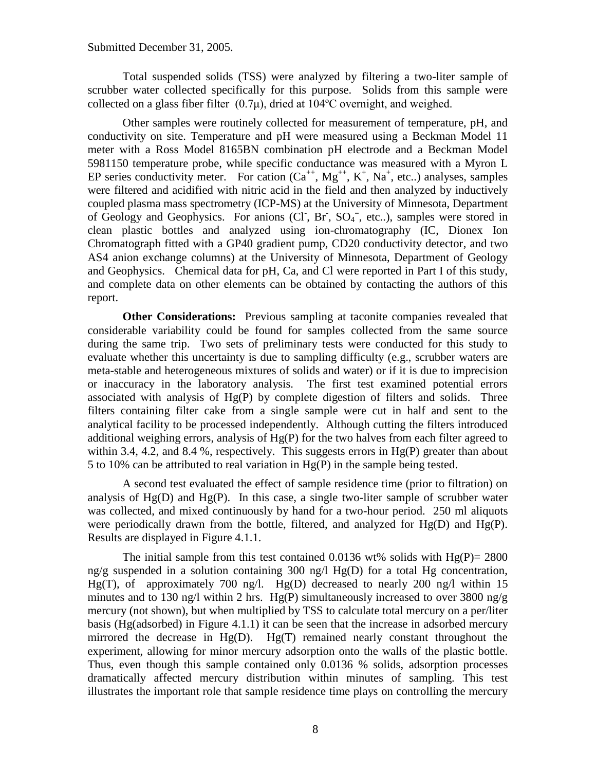Submitted December 31, 2005.

Total suspended solids (TSS) were analyzed by filtering a two-liter sample of scrubber water collected specifically for this purpose. Solids from this sample were collected on a glass fiber filter (0.7μ), dried at 104ºC overnight, and weighed.

Other samples were routinely collected for measurement of temperature, pH, and conductivity on site. Temperature and pH were measured using a Beckman Model 11 meter with a Ross Model 8165BN combination pH electrode and a Beckman Model 5981150 temperature probe, while specific conductance was measured with a Myron L EP series conductivity meter. For cation ($Ca^{++}$, $Mg^{++}$, $K^{+}$, $Na^{+}$, etc..) analyses, samples were filtered and acidified with nitric acid in the field and then analyzed by inductively coupled plasma mass spectrometry (ICP-MS) at the University of Minnesota, Department of Geology and Geophysics. For anions ($Cl^{-}$, $Br^{-}$, $SO_4^{=}$, etc..), samples were stored in clean plastic bottles and analyzed using ion-chromatography (IC, Dionex Ion Chromatograph fitted with a GP40 gradient pump, CD20 conductivity detector, and two AS4 anion exchange columns) at the University of Minnesota, Department of Geology and Geophysics. Chemical data for pH, Ca, and Cl were reported in Part I of this study, and complete data on other elements can be obtained by contacting the authors of this report.

**Other Considerations:** Previous sampling at taconite companies revealed that considerable variability could be found for samples collected from the same source during the same trip. Two sets of preliminary tests were conducted for this study to evaluate whether this uncertainty is due to sampling difficulty (e.g., scrubber waters are meta-stable and heterogeneous mixtures of solids and water) or if it is due to imprecision or inaccuracy in the laboratory analysis. The first test examined potential errors associated with analysis of Hg(P) by complete digestion of filters and solids. Three filters containing filter cake from a single sample were cut in half and sent to the analytical facility to be processed independently. Although cutting the filters introduced additional weighing errors, analysis of Hg(P) for the two halves from each filter agreed to within 3.4, 4.2, and 8.4 %, respectively. This suggests errors in Hg(P) greater than about 5 to 10% can be attributed to real variation in Hg(P) in the sample being tested.

A second test evaluated the effect of sample residence time (prior to filtration) on analysis of Hg(D) and Hg(P). In this case, a single two-liter sample of scrubber water was collected, and mixed continuously by hand for a two-hour period. 250 ml aliquots were periodically drawn from the bottle, filtered, and analyzed for Hg(D) and Hg(P). Results are displayed in Figure 4.1.1.

The initial sample from this test contained 0.0136 wt% solids with Hg(P)= 2800 ng/g suspended in a solution containing 300 ng/l Hg(D) for a total Hg concentration, Hg(T), of approximately 700 ng/l. Hg(D) decreased to nearly 200 ng/l within 15 minutes and to 130 ng/l within 2 hrs. Hg(P) simultaneously increased to over 3800 ng/g mercury (not shown), but when multiplied by TSS to calculate total mercury on a per/liter basis (Hg(adsorbed) in Figure 4.1.1) it can be seen that the increase in adsorbed mercury mirrored the decrease in Hg(D). Hg(T) remained nearly constant throughout the experiment, allowing for minor mercury adsorption onto the walls of the plastic bottle. Thus, even though this sample contained only 0.0136 % solids, adsorption processes dramatically affected mercury distribution within minutes of sampling. This test illustrates the important role that sample residence time plays on controlling the mercury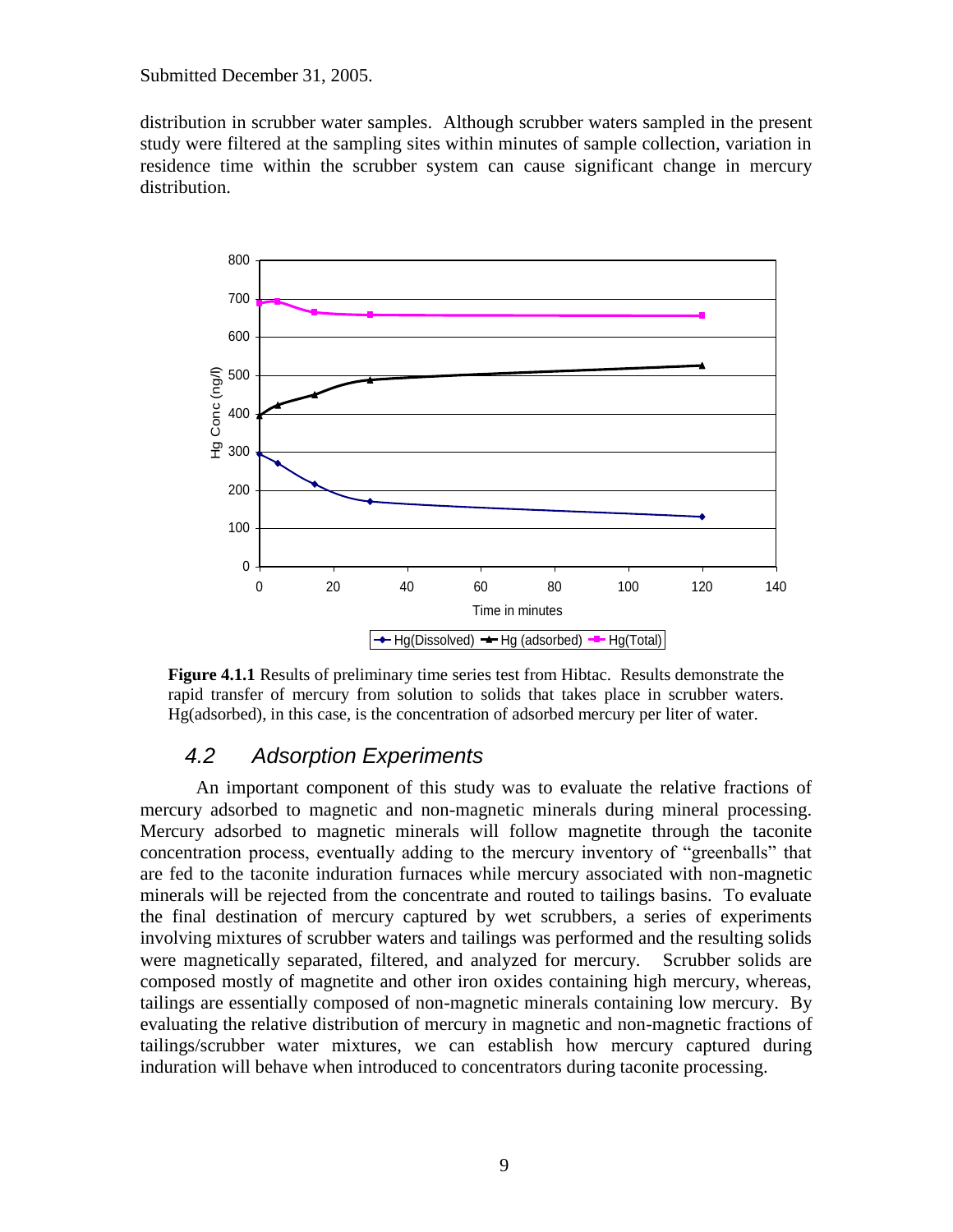distribution in scrubber water samples. Although scrubber waters sampled in the present study were filtered at the sampling sites within minutes of sample collection, variation in residence time within the scrubber system can cause significant change in mercury distribution.

**Figure 4.1.1** Results of preliminary time series test from Hibtac. Results demonstrate the rapid transfer of mercury from solution to solids that takes place in scrubber waters. Hg(adsorbed), in this case, is the concentration of adsorbed mercury per liter of water.

## *4.2 Adsorption Experiments*

An important component of this study was to evaluate the relative fractions of mercury adsorbed to magnetic and non-magnetic minerals during mineral processing. Mercury adsorbed to magnetic minerals will follow magnetite through the taconite concentration process, eventually adding to the mercury inventory of "greenballs" that are fed to the taconite induration furnaces while mercury associated with non-magnetic minerals will be rejected from the concentrate and routed to tailings basins. To evaluate the final destination of mercury captured by wet scrubbers, a series of experiments involving mixtures of scrubber waters and tailings was performed and the resulting solids were magnetically separated, filtered, and analyzed for mercury. Scrubber solids are composed mostly of magnetite and other iron oxides containing high mercury, whereas, tailings are essentially composed of non-magnetic minerals containing low mercury. By evaluating the relative distribution of mercury in magnetic and non-magnetic fractions of tailings/scrubber water mixtures, we can establish how mercury captured during induration will behave when introduced to concentrators during taconite processing.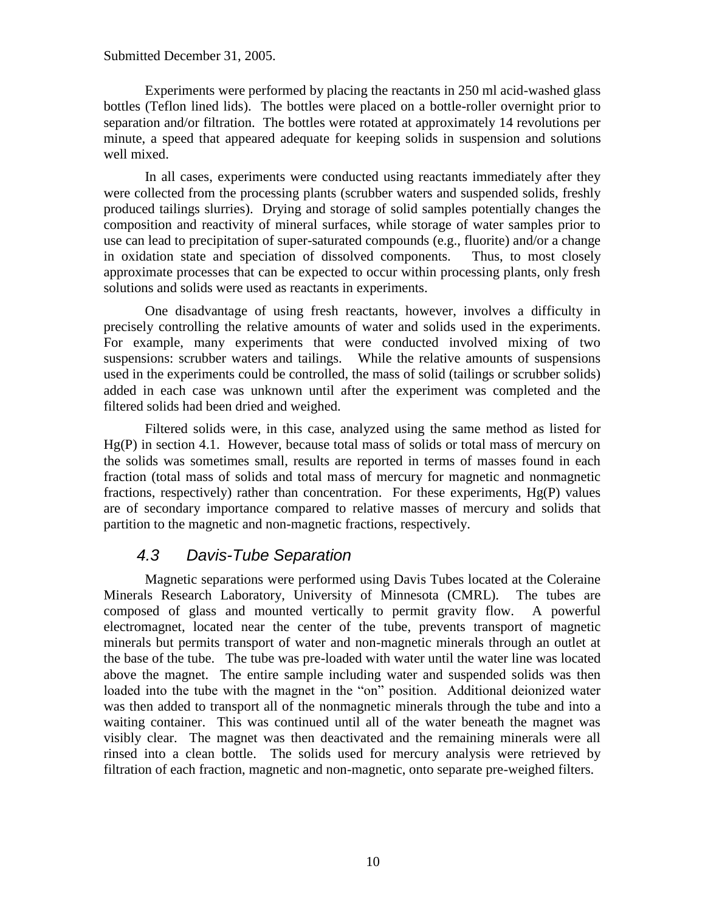Submitted December 31, 2005.

Experiments were performed by placing the reactants in 250 ml acid-washed glass bottles (Teflon lined lids). The bottles were placed on a bottle-roller overnight prior to separation and/or filtration. The bottles were rotated at approximately 14 revolutions per minute, a speed that appeared adequate for keeping solids in suspension and solutions well mixed.

In all cases, experiments were conducted using reactants immediately after they were collected from the processing plants (scrubber waters and suspended solids, freshly produced tailings slurries). Drying and storage of solid samples potentially changes the composition and reactivity of mineral surfaces, while storage of water samples prior to use can lead to precipitation of super-saturated compounds (e.g., fluorite) and/or a change in oxidation state and speciation of dissolved components. Thus, to most closely approximate processes that can be expected to occur within processing plants, only fresh solutions and solids were used as reactants in experiments.

One disadvantage of using fresh reactants, however, involves a difficulty in precisely controlling the relative amounts of water and solids used in the experiments. For example, many experiments that were conducted involved mixing of two suspensions: scrubber waters and tailings. While the relative amounts of suspensions used in the experiments could be controlled, the mass of solid (tailings or scrubber solids) added in each case was unknown until after the experiment was completed and the filtered solids had been dried and weighed.

Filtered solids were, in this case, analyzed using the same method as listed for Hg(P) in section 4.1. However, because total mass of solids or total mass of mercury on the solids was sometimes small, results are reported in terms of masses found in each fraction (total mass of solids and total mass of mercury for magnetic and nonmagnetic fractions, respectively) rather than concentration. For these experiments, Hg(P) values are of secondary importance compared to relative masses of mercury and solids that partition to the magnetic and non-magnetic fractions, respectively.

## *4.3 Davis-Tube Separation*

Magnetic separations were performed using Davis Tubes located at the Coleraine Minerals Research Laboratory, University of Minnesota (CMRL). The tubes are composed of glass and mounted vertically to permit gravity flow. A powerful electromagnet, located near the center of the tube, prevents transport of magnetic minerals but permits transport of water and non-magnetic minerals through an outlet at the base of the tube. The tube was pre-loaded with water until the water line was located above the magnet. The entire sample including water and suspended solids was then loaded into the tube with the magnet in the "on" position. Additional deionized water was then added to transport all of the nonmagnetic minerals through the tube and into a waiting container. This was continued until all of the water beneath the magnet was visibly clear. The magnet was then deactivated and the remaining minerals were all rinsed into a clean bottle. The solids used for mercury analysis were retrieved by filtration of each fraction, magnetic and non-magnetic, onto separate pre-weighed filters.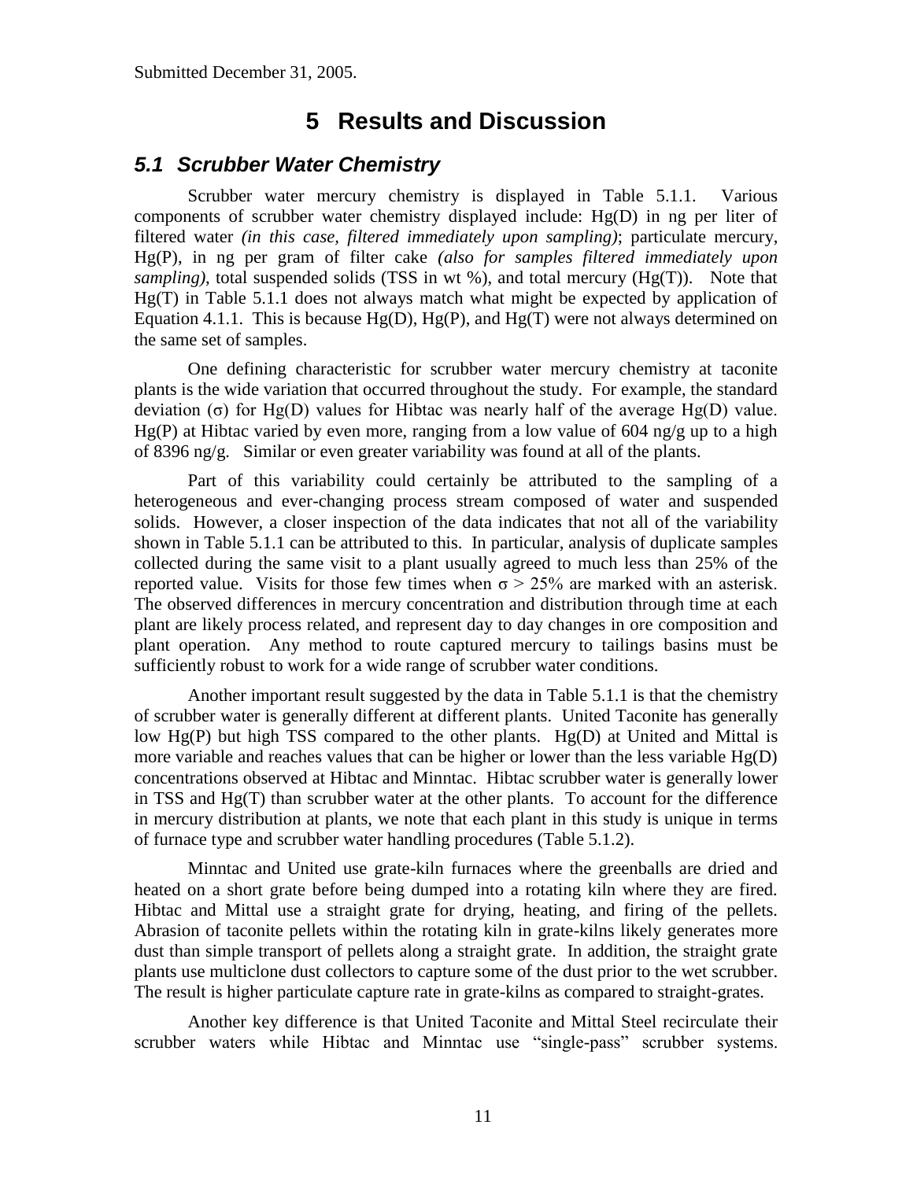Submitted December 31, 2005.

# 5 Results and Discussion

## 5.1 Scrubber Water Chemistry

Scrubber water mercury chemistry is displayed in Table 5.1.1. Various components of scrubber water chemistry displayed include: Hg(D) in ng per liter of filtered water *(in this case, filtered immediately upon sampling)*; particulate mercury, Hg(P), in ng per gram of filter cake *(also for samples filtered immediately upon sampling)*, total suspended solids (TSS in wt %), and total mercury (Hg(T)). Note that Hg(T) in Table 5.1.1 does not always match what might be expected by application of Equation 4.1.1. This is because Hg(D), Hg(P), and Hg(T) were not always determined on the same set of samples.

One defining characteristic for scrubber water mercury chemistry at taconite plants is the wide variation that occurred throughout the study. For example, the standard deviation ($\sigma$) for Hg(D) values for Hibtac was nearly half of the average Hg(D) value. Hg(P) at Hibtac varied by even more, ranging from a low value of 604 ng/g up to a high of 8396 ng/g. Similar or even greater variability was found at all of the plants.

Part of this variability could certainly be attributed to the sampling of a heterogeneous and ever-changing process stream composed of water and suspended solids. However, a closer inspection of the data indicates that not all of the variability shown in Table 5.1.1 can be attributed to this. In particular, analysis of duplicate samples collected during the same visit to a plant usually agreed to much less than 25% of the reported value. Visits for those few times when $\sigma > 25\%$ are marked with an asterisk. The observed differences in mercury concentration and distribution through time at each plant are likely process related, and represent day to day changes in ore composition and plant operation. Any method to route captured mercury to tailings basins must be sufficiently robust to work for a wide range of scrubber water conditions.

Another important result suggested by the data in Table 5.1.1 is that the chemistry of scrubber water is generally different at different plants. United Taconite has generally low Hg(P) but high TSS compared to the other plants. Hg(D) at United and Mittal is more variable and reaches values that can be higher or lower than the less variable Hg(D) concentrations observed at Hibtac and Minntac. Hibtac scrubber water is generally lower in TSS and Hg(T) than scrubber water at the other plants. To account for the difference in mercury distribution at plants, we note that each plant in this study is unique in terms of furnace type and scrubber water handling procedures (Table 5.1.2).

Minntac and United use grate-kiln furnaces where the greenballs are dried and heated on a short grate before being dumped into a rotating kiln where they are fired. Hibtac and Mittal use a straight grate for drying, heating, and firing of the pellets. Abrasion of taconite pellets within the rotating kiln in grate-kilns likely generates more dust than simple transport of pellets along a straight grate. In addition, the straight grate plants use multiclone dust collectors to capture some of the dust prior to the wet scrubber. The result is higher particulate capture rate in grate-kilns as compared to straight-grates.

Another key difference is that United Taconite and Mittal Steel recirculate their scrubber waters while Hibtac and Minntac use "single-pass" scrubber systems.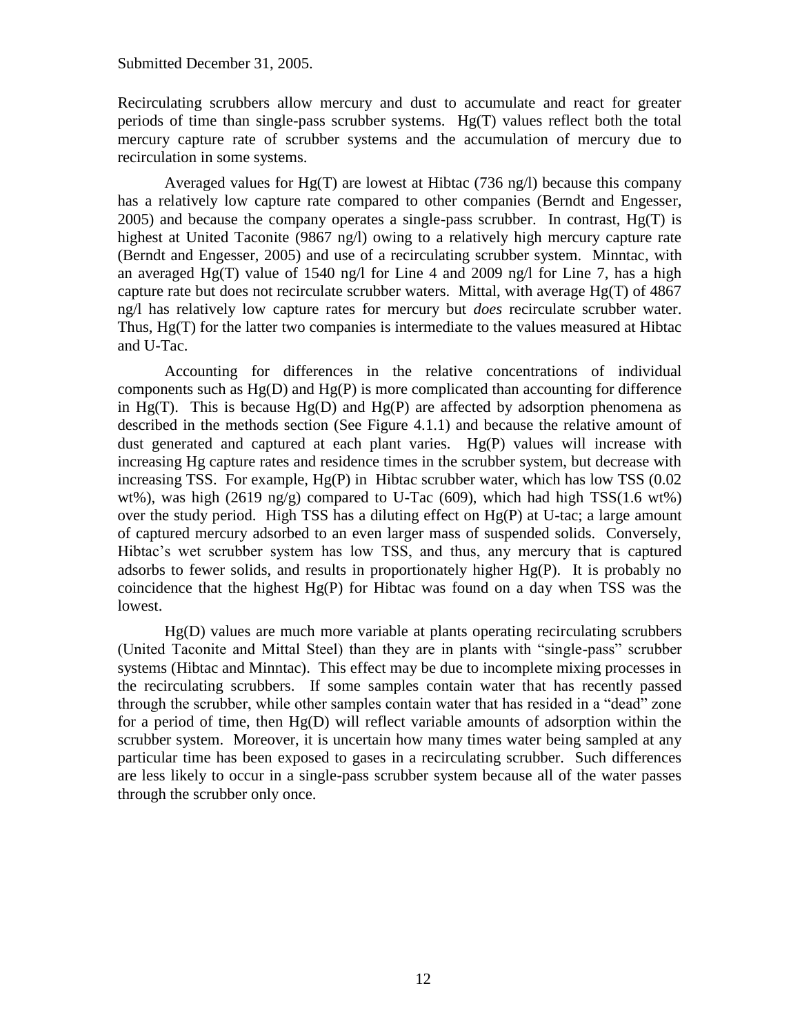Submitted December 31, 2005.

Recirculating scrubbers allow mercury and dust to accumulate and react for greater periods of time than single-pass scrubber systems. Hg(T) values reflect both the total mercury capture rate of scrubber systems and the accumulation of mercury due to recirculation in some systems.

Averaged values for Hg(T) are lowest at Hibtac (736 ng/l) because this company has a relatively low capture rate compared to other companies (Berndt and Engesser, 2005) and because the company operates a single-pass scrubber. In contrast, Hg(T) is highest at United Taconite (9867 ng/l) owing to a relatively high mercury capture rate (Berndt and Engesser, 2005) and use of a recirculating scrubber system. Minntac, with an averaged Hg(T) value of 1540 ng/l for Line 4 and 2009 ng/l for Line 7, has a high capture rate but does not recirculate scrubber waters. Mittal, with average Hg(T) of 4867 ng/l has relatively low capture rates for mercury but *does* recirculate scrubber water. Thus, Hg(T) for the latter two companies is intermediate to the values measured at Hibtac and U-Tac.

Accounting for differences in the relative concentrations of individual components such as Hg(D) and Hg(P) is more complicated than accounting for difference in Hg(T). This is because Hg(D) and Hg(P) are affected by adsorption phenomena as described in the methods section (See Figure 4.1.1) and because the relative amount of dust generated and captured at each plant varies. Hg(P) values will increase with increasing Hg capture rates and residence times in the scrubber system, but decrease with increasing TSS. For example, Hg(P) in Hibtac scrubber water, which has low TSS (0.02 wt%), was high (2619 ng/g) compared to U-Tac (609), which had high TSS(1.6 wt%) over the study period. High TSS has a diluting effect on Hg(P) at U-tac; a large amount of captured mercury adsorbed to an even larger mass of suspended solids. Conversely, Hibtac's wet scrubber system has low TSS, and thus, any mercury that is captured adsorbs to fewer solids, and results in proportionately higher Hg(P). It is probably no coincidence that the highest Hg(P) for Hibtac was found on a day when TSS was the lowest.

Hg(D) values are much more variable at plants operating recirculating scrubbers (United Taconite and Mittal Steel) than they are in plants with "single-pass" scrubber systems (Hibtac and Minntac). This effect may be due to incomplete mixing processes in the recirculating scrubbers. If some samples contain water that has recently passed through the scrubber, while other samples contain water that has resided in a "dead" zone for a period of time, then Hg(D) will reflect variable amounts of adsorption within the scrubber system. Moreover, it is uncertain how many times water being sampled at any particular time has been exposed to gases in a recirculating scrubber. Such differences are less likely to occur in a single-pass scrubber system because all of the water passes through the scrubber only once.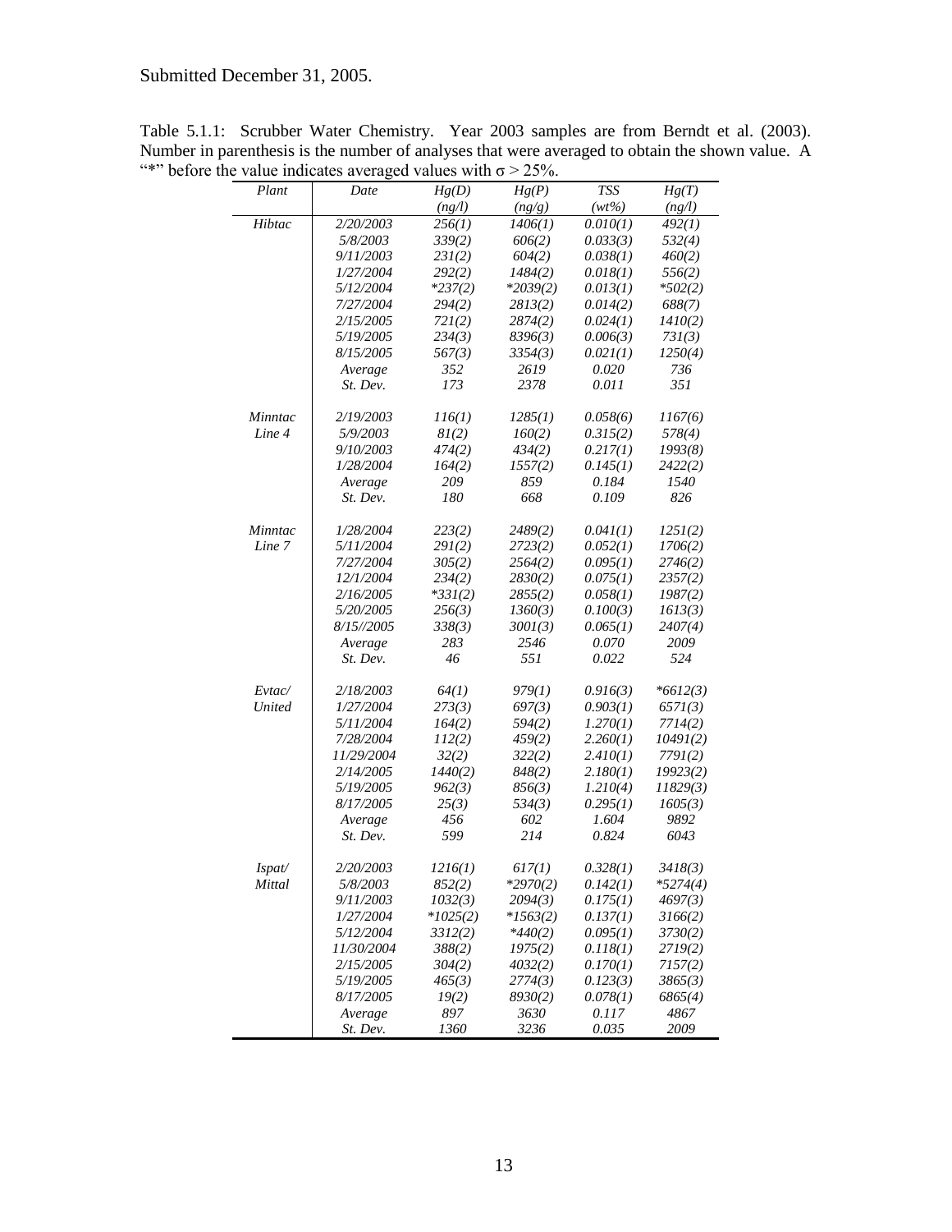Submitted December 31, 2005.

Table 5.1.1: Scrubber Water Chemistry. Year 2003 samples are from Berndt et al. (2003). Number in parenthesis is the number of analyses that were averaged to obtain the shown value. A "*" before the value indicates averaged values with $\sigma > 25\%$.

| Plant | Date | Hg(D) (ng/l) | Hg(P) (ng/g) | TSS (wt%) | Hg(T) (ng/l) |
|---|---|---|---|---|---|
| Hibtac | 2/20/2003 | 256(1) | 1406(1) | 0.010(1) | 492(1) |
| | 5/8/2003 | 339(2) | 606(2) | 0.033(3) | 532(4) |
| | 9/11/2003 | 231(2) | 604(2) | 0.038(1) | 460(2) |
| | 1/27/2004 | 292(2) | 1484(2) | 0.018(1) | 556(2) |
| | 5/12/2004 | *237(2) | *2039(2) | 0.013(1) | *502(2) |
| | 7/27/2004 | 294(2) | 2813(2) | 0.014(2) | 688(7) |
| | 2/15/2005 | 721(2) | 2874(2) | 0.024(1) | 1410(2) |
| | 5/19/2005 | 234(3) | 8396(3) | 0.006(3) | 731(3) |
| | 8/15/2005 | 567(3) | 3354(3) | 0.021(1) | 1250(4) |
| | Average | 352 | 2619 | 0.020 | 736 |
| | St. Dev. | 173 | 2378 | 0.011 | 351 |
| Minntac Line 4 | 2/19/2003 | 116(1) | 1285(1) | 0.058(6) | 1167(6) |
| | 5/9/2003 | 81(2) | 160(2) | 0.315(2) | 578(4) |
| | 9/10/2003 | 474(2) | 434(2) | 0.217(1) | 1993(8) |
| | 1/28/2004 | 164(2) | 1557(2) | 0.145(1) | 2422(2) |
| | Average | 209 | 859 | 0.184 | 1540 |
| | St. Dev. | 180 | 668 | 0.109 | 826 |
| Minntac Line 7 | 1/28/2004 | 223(2) | 2489(2) | 0.041(1) | 1251(2) |
| | 5/11/2004 | 291(2) | 2723(2) | 0.052(1) | 1706(2) |
| | 7/27/2004 | 305(2) | 2564(2) | 0.095(1) | 2746(2) |
| | 12/1/2004 | 234(2) | 2830(2) | 0.075(1) | 2357(2) |
| | 2/16/2005 | *331(2) | 2855(2) | 0.058(1) | 1987(2) |
| | 5/20/2005 | 256(3) | 1360(3) | 0.100(3) | 1613(3) |
| | 8/15//2005 | 338(3) | 3001(3) | 0.065(1) | 2407(4) |
| | Average | 283 | 2546 | 0.070 | 2009 |
| | St. Dev. | 46 | 551 | 0.022 | 524 |
| Evtac/ United | 2/18/2003 | 64(1) | 979(1) | 0.916(3) | *6612(3) |
| | 1/27/2004 | 273(3) | 697(3) | 0.903(1) | 6571(3) |
| | 5/11/2004 | 164(2) | 594(2) | 1.270(1) | 7714(2) |
| | 7/28/2004 | 112(2) | 459(2) | 2.260(1) | 10491(2) |
| | 11/29/2004 | 32(2) | 322(2) | 2.410(1) | 7791(2) |
| | 2/14/2005 | 1440(2) | 848(2) | 2.180(1) | 19923(2) |
| | 5/19/2005 | 962(3) | 856(3) | 1.210(4) | 11829(3) |
| | 8/17/2005 | 25(3) | 534(3) | 0.295(1) | 1605(3) |
| | Average | 456 | 602 | 1.604 | 9892 |
| | St. Dev. | 599 | 214 | 0.824 | 6043 |
| Ispat/ Mittal | 2/20/2003 | 1216(1) | 617(1) | 0.328(1) | 3418(3) |
| | 5/8/2003 | 852(2) | *2970(2) | 0.142(1) | *5274(4) |
| | 9/11/2003 | 1032(3) | 2094(3) | 0.175(1) | 4697(3) |
| | 1/27/2004 | *1025(2) | *1563(2) | 0.137(1) | 3166(2) |
| | 5/12/2004 | 3312(2) | *440(2) | 0.095(1) | 3730(2) |
| | 11/30/2004 | 388(2) | 1975(2) | 0.118(1) | 2719(2) |
| | 2/15/2005 | 304(2) | 4032(2) | 0.170(1) | 7157(2) |
| | 5/19/2005 | 465(3) | 2774(3) | 0.123(3) | 3865(3) |
| | 8/17/2005 | 19(2) | 8930(2) | 0.078(1) | 6865(4) |
| | Average | 897 | 3630 | 0.117 | 4867 |
| | St. Dev. | 1360 | 3236 | 0.035 | 2009 |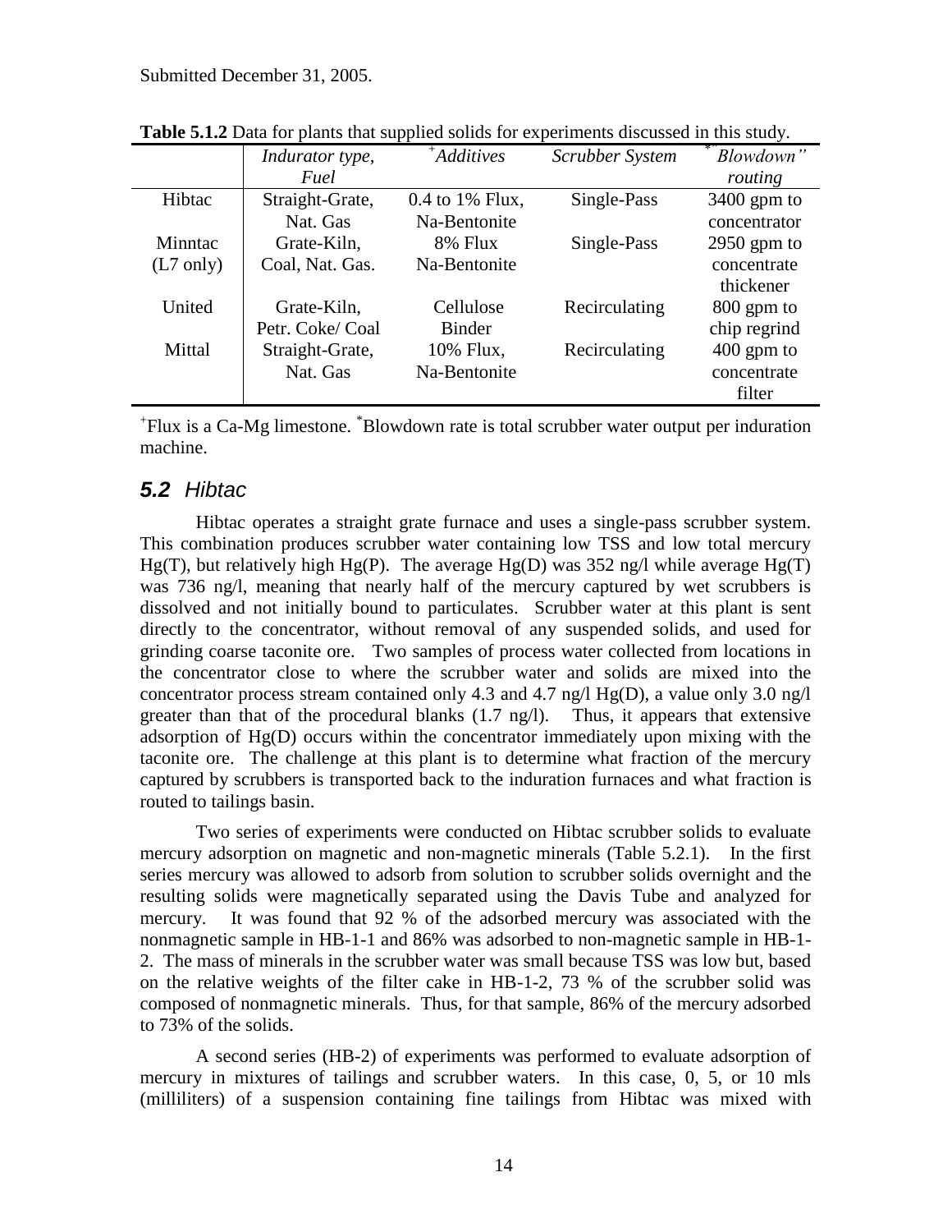Submitted December 31, 2005.

**Table 5.1.2** Data for plants that supplied solids for experiments discussed in this study.

| | *Indurator type, Fuel* | [+]*Additives* | *Scrubber System* | [*]*"Blowdown" routing* |
|---|---|---|---|---|
| Hibtac | Straight-Grate, Nat. Gas | 0.4 to 1% Flux, Na-Bentonite | Single-Pass | 3400 gpm to concentrator |
| Minntac (L7 only) | Grate-Kiln, Coal, Nat. Gas. | 8% Flux Na-Bentonite | Single-Pass | 2950 gpm to concentrate thickener |
| United | Grate-Kiln, Petr. Coke/ Coal | Cellulose Binder | Recirculating | 800 gpm to chip regrind |
| Mittal | Straight-Grate, Nat. Gas | 10% Flux, Na-Bentonite | Recirculating | 400 gpm to concentrate filter |

[+]Flux is a Ca-Mg limestone. [*]Blowdown rate is total scrubber water output per induration machine.

## 5.2 Hibtac

Hibtac operates a straight grate furnace and uses a single-pass scrubber system. This combination produces scrubber water containing low TSS and low total mercury Hg(T), but relatively high Hg(P). The average Hg(D) was 352 ng/l while average Hg(T) was 736 ng/l, meaning that nearly half of the mercury captured by wet scrubbers is dissolved and not initially bound to particulates. Scrubber water at this plant is sent directly to the concentrator, without removal of any suspended solids, and used for grinding coarse taconite ore. Two samples of process water collected from locations in the concentrator close to where the scrubber water and solids are mixed into the concentrator process stream contained only 4.3 and 4.7 ng/l Hg(D), a value only 3.0 ng/l greater than that of the procedural blanks (1.7 ng/l). Thus, it appears that extensive adsorption of Hg(D) occurs within the concentrator immediately upon mixing with the taconite ore. The challenge at this plant is to determine what fraction of the mercury captured by scrubbers is transported back to the induration furnaces and what fraction is routed to tailings basin.

Two series of experiments were conducted on Hibtac scrubber solids to evaluate mercury adsorption on magnetic and non-magnetic minerals (Table 5.2.1). In the first series mercury was allowed to adsorb from solution to scrubber solids overnight and the resulting solids were magnetically separated using the Davis Tube and analyzed for mercury. It was found that 92 % of the adsorbed mercury was associated with the nonmagnetic sample in HB-1-1 and 86% was adsorbed to non-magnetic sample in HB-1-2. The mass of minerals in the scrubber water was small because TSS was low but, based on the relative weights of the filter cake in HB-1-2, 73 % of the scrubber solid was composed of nonmagnetic minerals. Thus, for that sample, 86% of the mercury adsorbed to 73% of the solids.

A second series (HB-2) of experiments was performed to evaluate adsorption of mercury in mixtures of tailings and scrubber waters. In this case, 0, 5, or 10 mls (milliliters) of a suspension containing fine tailings from Hibtac was mixed with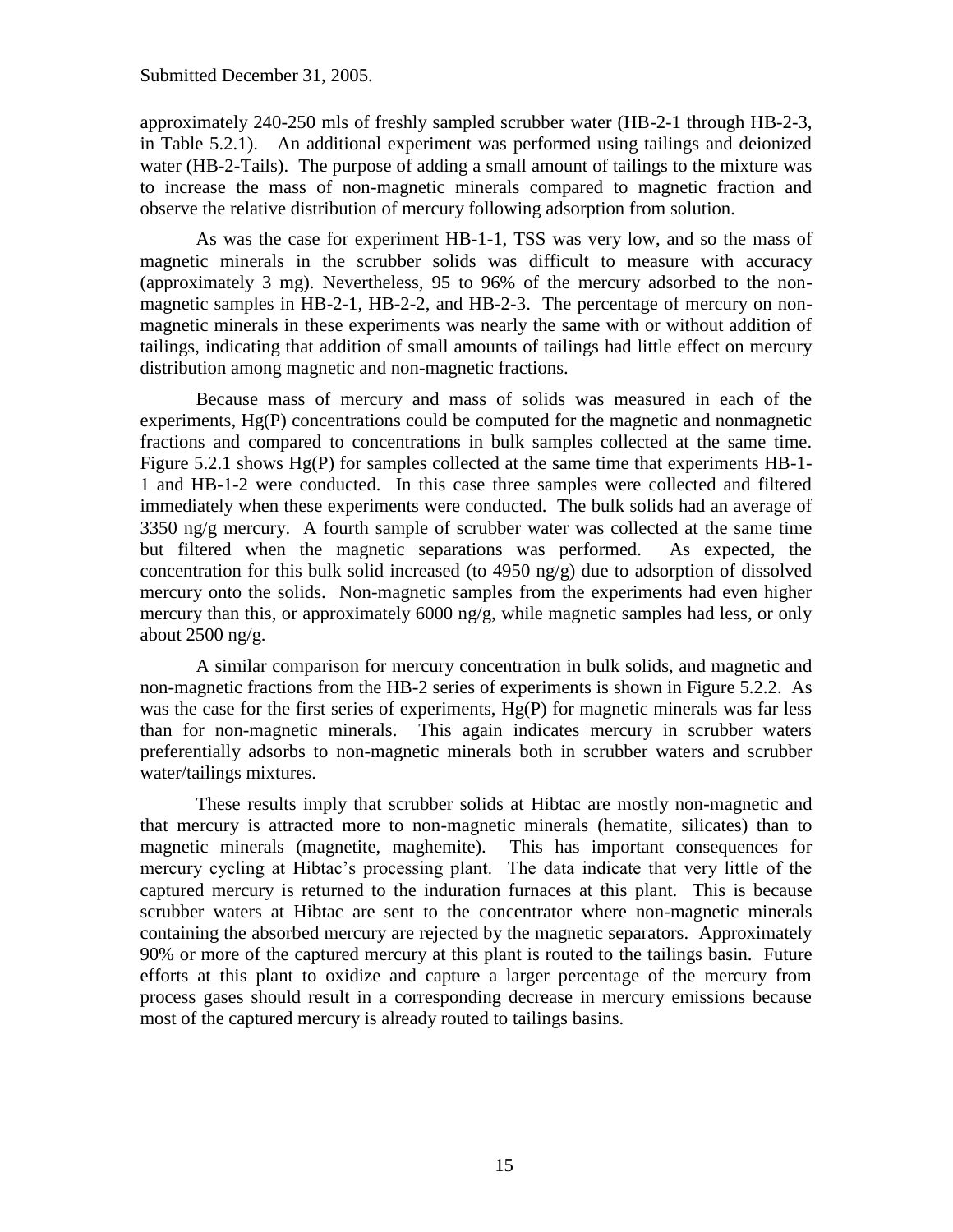approximately 240-250 mls of freshly sampled scrubber water (HB-2-1 through HB-2-3, in Table 5.2.1). An additional experiment was performed using tailings and deionized water (HB-2-Tails). The purpose of adding a small amount of tailings to the mixture was to increase the mass of non-magnetic minerals compared to magnetic fraction and observe the relative distribution of mercury following adsorption from solution.

As was the case for experiment HB-1-1, TSS was very low, and so the mass of magnetic minerals in the scrubber solids was difficult to measure with accuracy (approximately 3 mg). Nevertheless, 95 to 96% of the mercury adsorbed to the non-magnetic samples in HB-2-1, HB-2-2, and HB-2-3. The percentage of mercury on non-magnetic minerals in these experiments was nearly the same with or without addition of tailings, indicating that addition of small amounts of tailings had little effect on mercury distribution among magnetic and non-magnetic fractions.

Because mass of mercury and mass of solids was measured in each of the experiments, Hg(P) concentrations could be computed for the magnetic and nonmagnetic fractions and compared to concentrations in bulk samples collected at the same time. Figure 5.2.1 shows Hg(P) for samples collected at the same time that experiments HB-1-1 and HB-1-2 were conducted. In this case three samples were collected and filtered immediately when these experiments were conducted. The bulk solids had an average of 3350 ng/g mercury. A fourth sample of scrubber water was collected at the same time but filtered when the magnetic separations was performed. As expected, the concentration for this bulk solid increased (to 4950 ng/g) due to adsorption of dissolved mercury onto the solids. Non-magnetic samples from the experiments had even higher mercury than this, or approximately 6000 ng/g, while magnetic samples had less, or only about 2500 ng/g.

A similar comparison for mercury concentration in bulk solids, and magnetic and non-magnetic fractions from the HB-2 series of experiments is shown in Figure 5.2.2. As was the case for the first series of experiments, Hg(P) for magnetic minerals was far less than for non-magnetic minerals. This again indicates mercury in scrubber waters preferentially adsorbs to non-magnetic minerals both in scrubber waters and scrubber water/tailings mixtures.

These results imply that scrubber solids at Hibtac are mostly non-magnetic and that mercury is attracted more to non-magnetic minerals (hematite, silicates) than to magnetic minerals (magnetite, maghemite). This has important consequences for mercury cycling at Hibtac's processing plant. The data indicate that very little of the captured mercury is returned to the induration furnaces at this plant. This is because scrubber waters at Hibtac are sent to the concentrator where non-magnetic minerals containing the absorbed mercury are rejected by the magnetic separators. Approximately 90% or more of the captured mercury at this plant is routed to the tailings basin. Future efforts at this plant to oxidize and capture a larger percentage of the mercury from process gases should result in a corresponding decrease in mercury emissions because most of the captured mercury is already routed to tailings basins.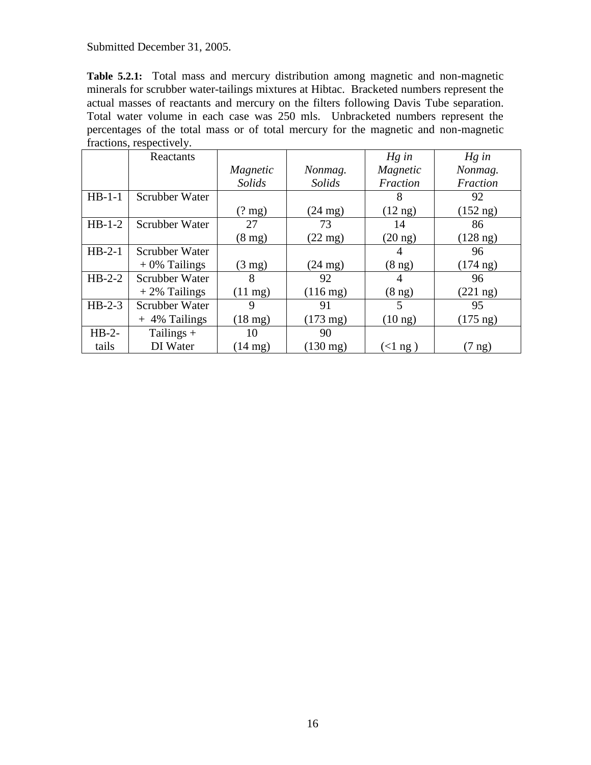Submitted December 31, 2005.

**Table 5.2.1:** Total mass and mercury distribution among magnetic and non-magnetic minerals for scrubber water-tailings mixtures at Hibtac. Bracketed numbers represent the actual masses of reactants and mercury on the filters following Davis Tube separation. Total water volume in each case was 250 mls. Unbracketed numbers represent the percentages of the total mass or of total mercury for the magnetic and non-magnetic fractions, respectively.

| | Reactants | *Magnetic Solids* | *Nonmag. Solids* | *Hg in Magnetic Fraction* | *Hg in Nonmag. Fraction* |
|---|---|---|---|---|---|
| HB-1-1 | Scrubber Water | (? mg) | (24 mg) | 8 (12 ng) | 92 (152 ng) |
| HB-1-2 | Scrubber Water | 27 (8 mg) | 73 (22 mg) | 14 (20 ng) | 86 (128 ng) |
| HB-2-1 | Scrubber Water + 0% Tailings | (3 mg) | (24 mg) | 4 (8 ng) | 96 (174 ng) |
| HB-2-2 | Scrubber Water + 2% Tailings | 8 (11 mg) | 92 (116 mg) | 4 (8 ng) | 96 (221 ng) |
| HB-2-3 | Scrubber Water + 4% Tailings | 9 (18 mg) | 91 (173 mg) | 5 (10 ng) | 95 (175 ng) |
| HB-2-tails | Tailings + DI Water | 10 (14 mg) | 90 (130 mg) | (<1 ng ) | (7 ng) |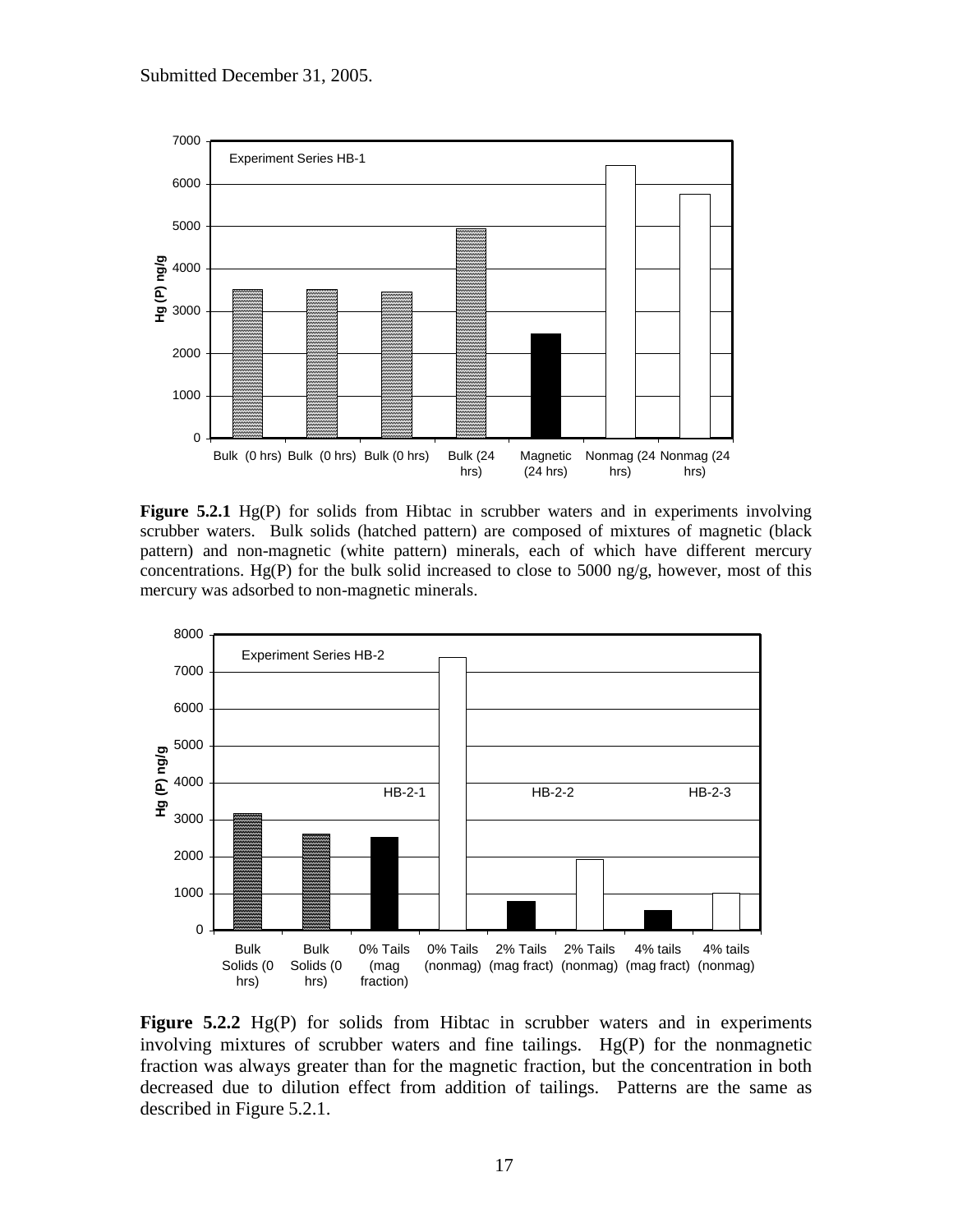Submitted December 31, 2005.

**Figure 5.2.1** Hg(P) for solids from Hibtac in scrubber waters and in experiments involving scrubber waters. Bulk solids (hatched pattern) are composed of mixtures of magnetic (black pattern) and non-magnetic (white pattern) minerals, each of which have different mercury concentrations. Hg(P) for the bulk solid increased to close to 5000 ng/g, however, most of this mercury was adsorbed to non-magnetic minerals.

**Figure 5.2.2** Hg(P) for solids from Hibtac in scrubber waters and in experiments involving mixtures of scrubber waters and fine tailings. Hg(P) for the nonmagnetic fraction was always greater than for the magnetic fraction, but the concentration in both decreased due to dilution effect from addition of tailings. Patterns are the same as described in Figure 5.2.1.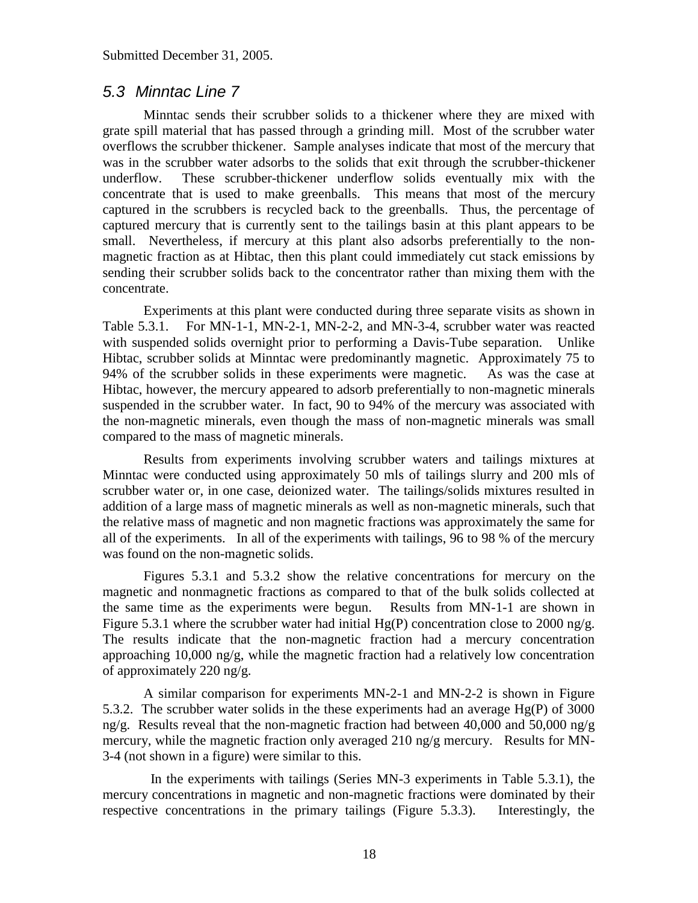Submitted December 31, 2005.

## 5.3 Minntac Line 7

Minntac sends their scrubber solids to a thickener where they are mixed with grate spill material that has passed through a grinding mill. Most of the scrubber water overflows the scrubber thickener. Sample analyses indicate that most of the mercury that was in the scrubber water adsorbs to the solids that exit through the scrubber-thickener underflow. These scrubber-thickener underflow solids eventually mix with the concentrate that is used to make greenballs. This means that most of the mercury captured in the scrubbers is recycled back to the greenballs. Thus, the percentage of captured mercury that is currently sent to the tailings basin at this plant appears to be small. Nevertheless, if mercury at this plant also adsorbs preferentially to the non-magnetic fraction as at Hibtac, then this plant could immediately cut stack emissions by sending their scrubber solids back to the concentrator rather than mixing them with the concentrate.

Experiments at this plant were conducted during three separate visits as shown in Table 5.3.1. For MN-1-1, MN-2-1, MN-2-2, and MN-3-4, scrubber water was reacted with suspended solids overnight prior to performing a Davis-Tube separation. Unlike Hibtac, scrubber solids at Minntac were predominantly magnetic. Approximately 75 to 94% of the scrubber solids in these experiments were magnetic. As was the case at Hibtac, however, the mercury appeared to adsorb preferentially to non-magnetic minerals suspended in the scrubber water. In fact, 90 to 94% of the mercury was associated with the non-magnetic minerals, even though the mass of non-magnetic minerals was small compared to the mass of magnetic minerals.

Results from experiments involving scrubber waters and tailings mixtures at Minntac were conducted using approximately 50 mls of tailings slurry and 200 mls of scrubber water or, in one case, deionized water. The tailings/solids mixtures resulted in addition of a large mass of magnetic minerals as well as non-magnetic minerals, such that the relative mass of magnetic and non magnetic fractions was approximately the same for all of the experiments. In all of the experiments with tailings, 96 to 98 % of the mercury was found on the non-magnetic solids.

Figures 5.3.1 and 5.3.2 show the relative concentrations for mercury on the magnetic and nonmagnetic fractions as compared to that of the bulk solids collected at the same time as the experiments were begun. Results from MN-1-1 are shown in Figure 5.3.1 where the scrubber water had initial Hg(P) concentration close to 2000 ng/g. The results indicate that the non-magnetic fraction had a mercury concentration approaching 10,000 ng/g, while the magnetic fraction had a relatively low concentration of approximately 220 ng/g.

A similar comparison for experiments MN-2-1 and MN-2-2 is shown in Figure 5.3.2. The scrubber water solids in the these experiments had an average Hg(P) of 3000 ng/g. Results reveal that the non-magnetic fraction had between 40,000 and 50,000 ng/g mercury, while the magnetic fraction only averaged 210 ng/g mercury. Results for MN-3-4 (not shown in a figure) were similar to this.

In the experiments with tailings (Series MN-3 experiments in Table 5.3.1), the mercury concentrations in magnetic and non-magnetic fractions were dominated by their respective concentrations in the primary tailings (Figure 5.3.3). Interestingly, the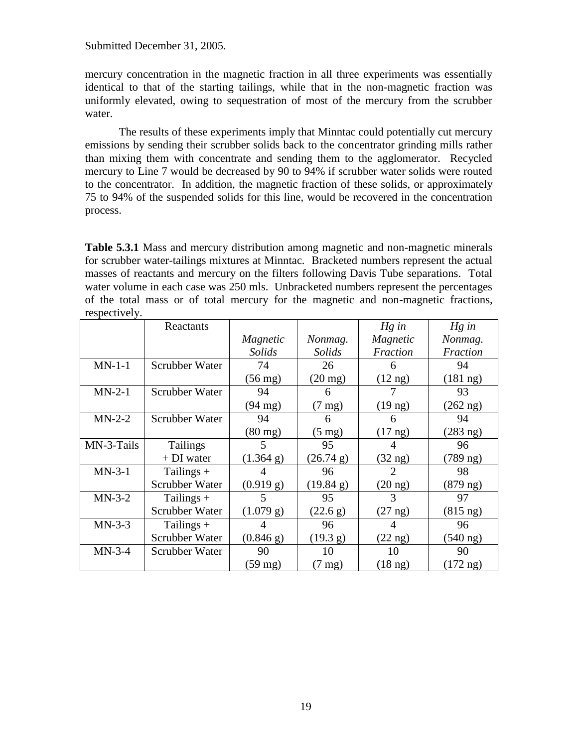Submitted December 31, 2005.

mercury concentration in the magnetic fraction in all three experiments was essentially identical to that of the starting tailings, while that in the non-magnetic fraction was uniformly elevated, owing to sequestration of most of the mercury from the scrubber water.

The results of these experiments imply that Minntac could potentially cut mercury emissions by sending their scrubber solids back to the concentrator grinding mills rather than mixing them with concentrate and sending them to the agglomerator. Recycled mercury to Line 7 would be decreased by 90 to 94% if scrubber water solids were routed to the concentrator. In addition, the magnetic fraction of these solids, or approximately 75 to 94% of the suspended solids for this line, would be recovered in the concentration process.

**Table 5.3.1** Mass and mercury distribution among magnetic and non-magnetic minerals for scrubber water-tailings mixtures at Minntac. Bracketed numbers represent the actual masses of reactants and mercury on the filters following Davis Tube separations. Total water volume in each case was 250 mls. Unbracketed numbers represent the percentages of the total mass or of total mercury for the magnetic and non-magnetic fractions, respectively.

| | Reactants | *Magnetic Solids* | *Nonmag. Solids* | *Hg in Magnetic Fraction* | *Hg in Nonmag. Fraction* |
|---|---|---|---|---|---|
| MN-1-1 | Scrubber Water | 74 (56 mg) | 26 (20 mg) | 6 (12 ng) | 94 (181 ng) |
| MN-2-1 | Scrubber Water | 94 (94 mg) | 6 (7 mg) | 7 (19 ng) | 93 (262 ng) |
| MN-2-2 | Scrubber Water | 94 (80 mg) | 6 (5 mg) | 6 (17 ng) | 94 (283 ng) |
| MN-3-Tails | Tailings + DI water | 5 (1.364 g) | 95 (26.74 g) | 4 (32 ng) | 96 (789 ng) |
| MN-3-1 | Tailings + Scrubber Water | 4 (0.919 g) | 96 (19.84 g) | 2 (20 ng) | 98 (879 ng) |
| MN-3-2 | Tailings + Scrubber Water | 5 (1.079 g) | 95 (22.6 g) | 3 (27 ng) | 97 (815 ng) |
| MN-3-3 | Tailings + Scrubber Water | 4 (0.846 g) | 96 (19.3 g) | 4 (22 ng) | 96 (540 ng) |
| MN-3-4 | Scrubber Water | 90 (59 mg) | 10 (7 mg) | 10 (18 ng) | 90 (172 ng) |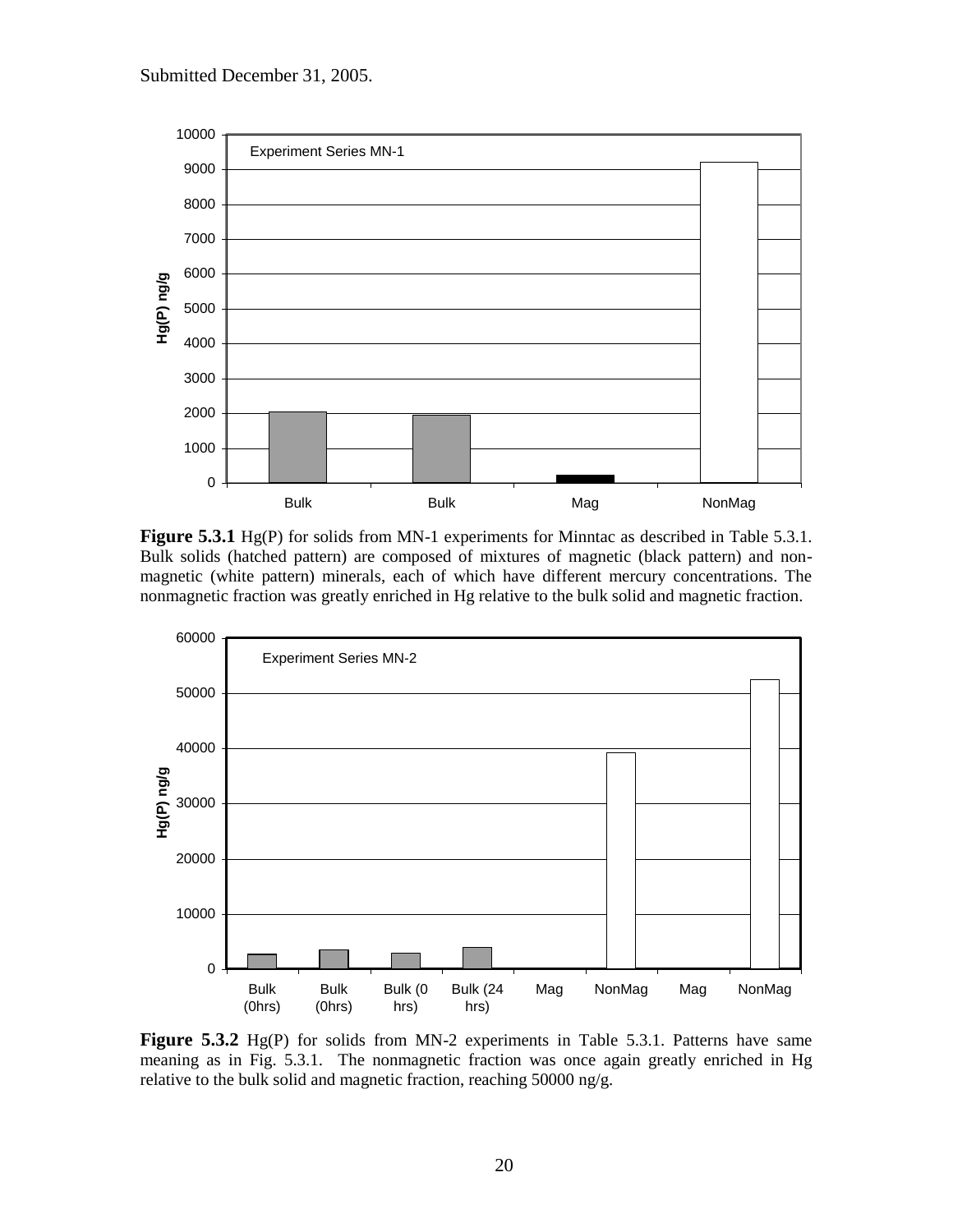Submitted December 31, 2005.

**Figure 5.3.1** Hg(P) for solids from MN-1 experiments for Minntac as described in Table 5.3.1. Bulk solids (hatched pattern) are composed of mixtures of magnetic (black pattern) and non-magnetic (white pattern) minerals, each of which have different mercury concentrations. The nonmagnetic fraction was greatly enriched in Hg relative to the bulk solid and magnetic fraction.

**Figure 5.3.2** Hg(P) for solids from MN-2 experiments in Table 5.3.1. Patterns have same meaning as in Fig. 5.3.1. The nonmagnetic fraction was once again greatly enriched in Hg relative to the bulk solid and magnetic fraction, reaching 50000 ng/g.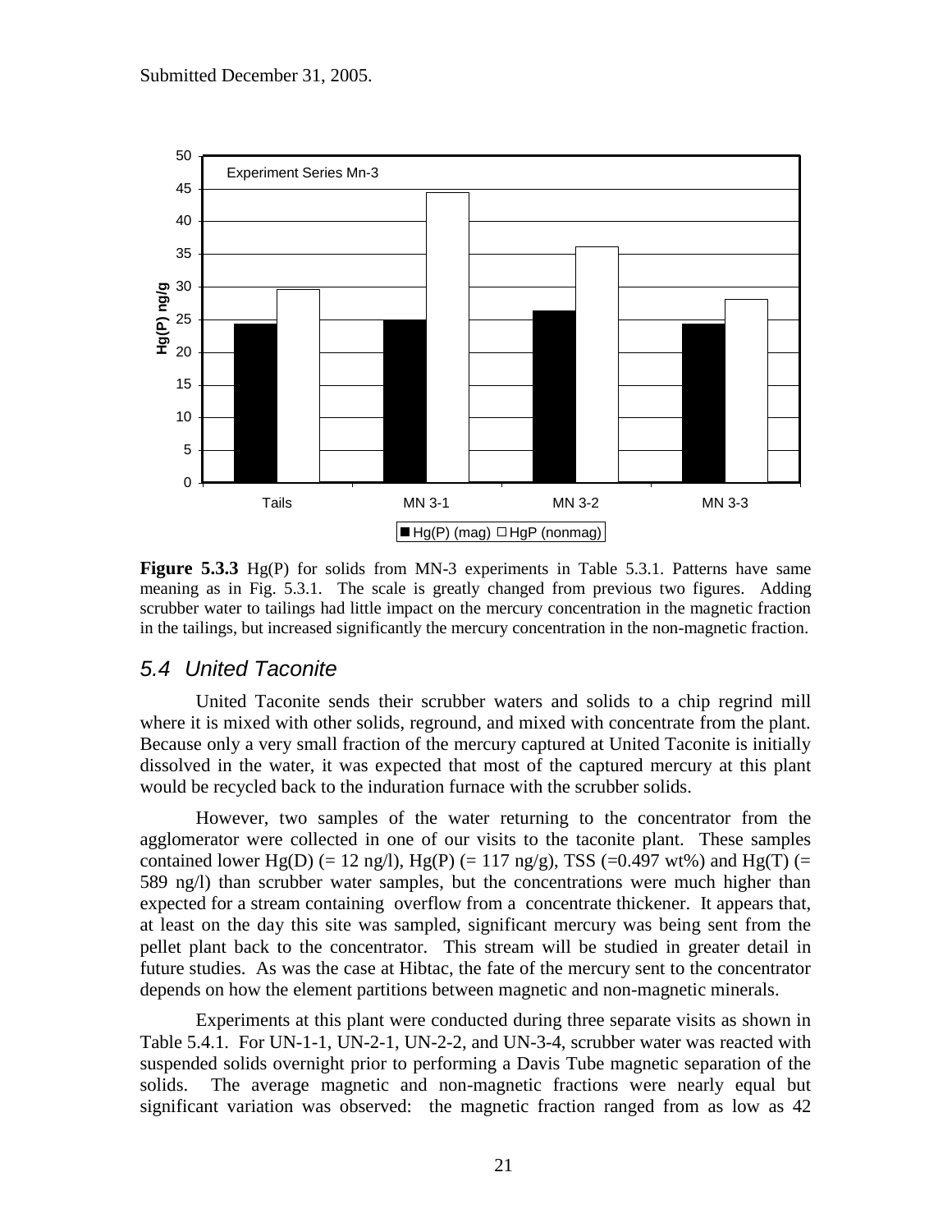Submitted December 31, 2005.

**Figure 5.3.3** Hg(P) for solids from MN-3 experiments in Table 5.3.1. Patterns have same meaning as in Fig. 5.3.1. The scale is greatly changed from previous two figures. Adding scrubber water to tailings had little impact on the mercury concentration in the magnetic fraction in the tailings, but increased significantly the mercury concentration in the non-magnetic fraction.

## *5.4 United Taconite*

United Taconite sends their scrubber waters and solids to a chip regrind mill where it is mixed with other solids, reground, and mixed with concentrate from the plant. Because only a very small fraction of the mercury captured at United Taconite is initially dissolved in the water, it was expected that most of the captured mercury at this plant would be recycled back to the induration furnace with the scrubber solids.

However, two samples of the water returning to the concentrator from the agglomerator were collected in one of our visits to the taconite plant. These samples contained lower Hg(D) (= 12 ng/l), Hg(P) (= 117 ng/g), TSS (=0.497 wt%) and Hg(T) (= 589 ng/l) than scrubber water samples, but the concentrations were much higher than expected for a stream containing overflow from a concentrate thickener. It appears that, at least on the day this site was sampled, significant mercury was being sent from the pellet plant back to the concentrator. This stream will be studied in greater detail in future studies. As was the case at Hibtac, the fate of the mercury sent to the concentrator depends on how the element partitions between magnetic and non-magnetic minerals.

Experiments at this plant were conducted during three separate visits as shown in Table 5.4.1. For UN-1-1, UN-2-1, UN-2-2, and UN-3-4, scrubber water was reacted with suspended solids overnight prior to performing a Davis Tube magnetic separation of the solids. The average magnetic and non-magnetic fractions were nearly equal but significant variation was observed: the magnetic fraction ranged from as low as 42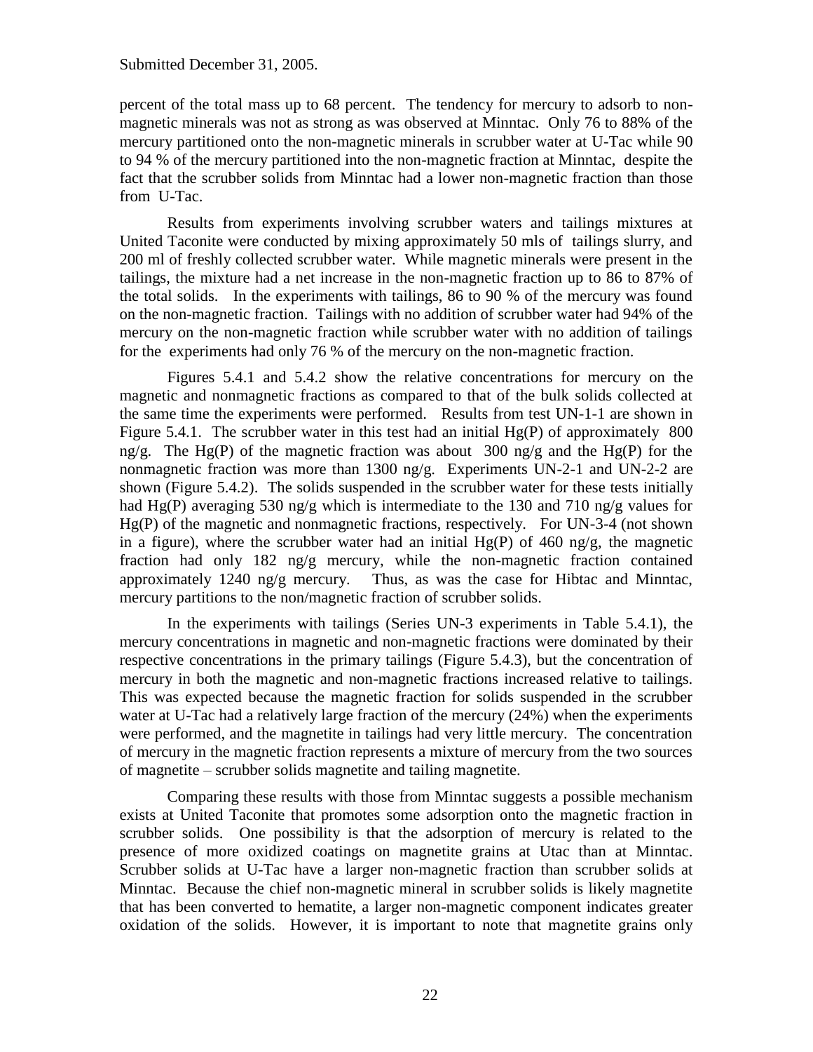percent of the total mass up to 68 percent. The tendency for mercury to adsorb to non-magnetic minerals was not as strong as was observed at Minntac. Only 76 to 88% of the mercury partitioned onto the non-magnetic minerals in scrubber water at U-Tac while 90 to 94 % of the mercury partitioned into the non-magnetic fraction at Minntac, despite the fact that the scrubber solids from Minntac had a lower non-magnetic fraction than those from U-Tac.

Results from experiments involving scrubber waters and tailings mixtures at United Taconite were conducted by mixing approximately 50 mls of tailings slurry, and 200 ml of freshly collected scrubber water. While magnetic minerals were present in the tailings, the mixture had a net increase in the non-magnetic fraction up to 86 to 87% of the total solids. In the experiments with tailings, 86 to 90 % of the mercury was found on the non-magnetic fraction. Tailings with no addition of scrubber water had 94% of the mercury on the non-magnetic fraction while scrubber water with no addition of tailings for the experiments had only 76 % of the mercury on the non-magnetic fraction.

Figures 5.4.1 and 5.4.2 show the relative concentrations for mercury on the magnetic and nonmagnetic fractions as compared to that of the bulk solids collected at the same time the experiments were performed. Results from test UN-1-1 are shown in Figure 5.4.1. The scrubber water in this test had an initial Hg(P) of approximately 800 ng/g. The Hg(P) of the magnetic fraction was about 300 ng/g and the Hg(P) for the nonmagnetic fraction was more than 1300 ng/g. Experiments UN-2-1 and UN-2-2 are shown (Figure 5.4.2). The solids suspended in the scrubber water for these tests initially had Hg(P) averaging 530 ng/g which is intermediate to the 130 and 710 ng/g values for Hg(P) of the magnetic and nonmagnetic fractions, respectively. For UN-3-4 (not shown in a figure), where the scrubber water had an initial Hg(P) of 460 ng/g, the magnetic fraction had only 182 ng/g mercury, while the non-magnetic fraction contained approximately 1240 ng/g mercury. Thus, as was the case for Hibtac and Minntac, mercury partitions to the non/magnetic fraction of scrubber solids.

In the experiments with tailings (Series UN-3 experiments in Table 5.4.1), the mercury concentrations in magnetic and non-magnetic fractions were dominated by their respective concentrations in the primary tailings (Figure 5.4.3), but the concentration of mercury in both the magnetic and non-magnetic fractions increased relative to tailings. This was expected because the magnetic fraction for solids suspended in the scrubber water at U-Tac had a relatively large fraction of the mercury (24%) when the experiments were performed, and the magnetite in tailings had very little mercury. The concentration of mercury in the magnetic fraction represents a mixture of mercury from the two sources of magnetite – scrubber solids magnetite and tailing magnetite.

Comparing these results with those from Minntac suggests a possible mechanism exists at United Taconite that promotes some adsorption onto the magnetic fraction in scrubber solids. One possibility is that the adsorption of mercury is related to the presence of more oxidized coatings on magnetite grains at Utac than at Minntac. Scrubber solids at U-Tac have a larger non-magnetic fraction than scrubber solids at Minntac. Because the chief non-magnetic mineral in scrubber solids is likely magnetite that has been converted to hematite, a larger non-magnetic component indicates greater oxidation of the solids. However, it is important to note that magnetite grains only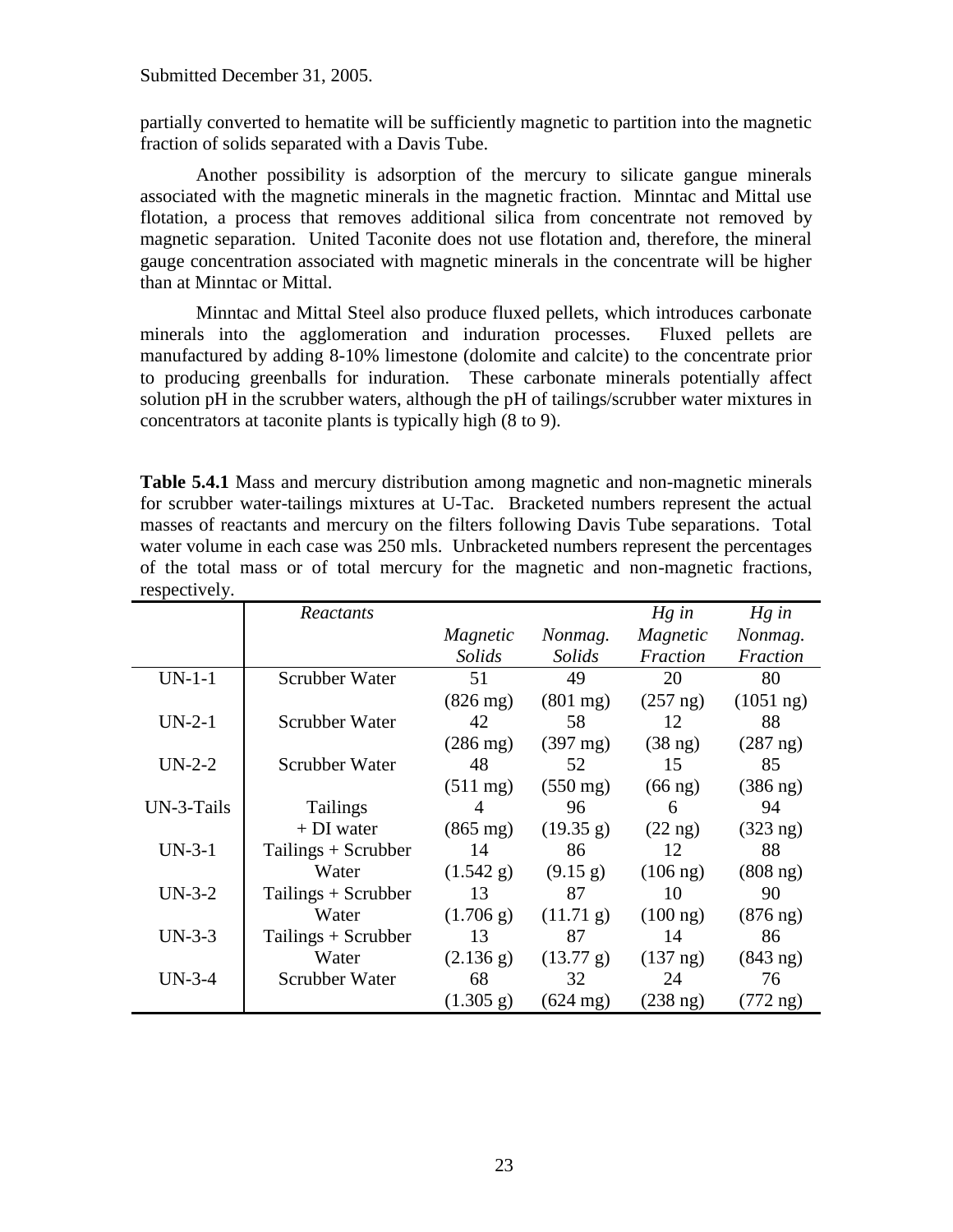Submitted December 31, 2005.

partially converted to hematite will be sufficiently magnetic to partition into the magnetic fraction of solids separated with a Davis Tube.

Another possibility is adsorption of the mercury to silicate gangue minerals associated with the magnetic minerals in the magnetic fraction. Minntac and Mittal use flotation, a process that removes additional silica from concentrate not removed by magnetic separation. United Taconite does not use flotation and, therefore, the mineral gauge concentration associated with magnetic minerals in the concentrate will be higher than at Minntac or Mittal.

Minntac and Mittal Steel also produce fluxed pellets, which introduces carbonate minerals into the agglomeration and induration processes. Fluxed pellets are manufactured by adding 8-10% limestone (dolomite and calcite) to the concentrate prior to producing greenballs for induration. These carbonate minerals potentially affect solution pH in the scrubber waters, although the pH of tailings/scrubber water mixtures in concentrators at taconite plants is typically high (8 to 9).

**Table 5.4.1** Mass and mercury distribution among magnetic and non-magnetic minerals for scrubber water-tailings mixtures at U-Tac. Bracketed numbers represent the actual masses of reactants and mercury on the filters following Davis Tube separations. Total water volume in each case was 250 mls. Unbracketed numbers represent the percentages of the total mass or of total mercury for the magnetic and non-magnetic fractions, respectively.

| | *Reactants* | *Magnetic Solids* | *Nonmag. Solids* | *Hg in Magnetic Fraction* | *Hg in Nonmag. Fraction* |
|---|---|---|---|---|---|
| UN-1-1 | Scrubber Water | 51 | 49 | 20 | 80 |
| | | (826 mg) | (801 mg) | (257 ng) | (1051 ng) |
| UN-2-1 | Scrubber Water | 42 | 58 | 12 | 88 |
| | | (286 mg) | (397 mg) | (38 ng) | (287 ng) |
| UN-2-2 | Scrubber Water | 48 | 52 | 15 | 85 |
| | | (511 mg) | (550 mg) | (66 ng) | (386 ng) |
| UN-3-Tails | Tailings | 4 | 96 | 6 | 94 |
| | + DI water | (865 mg) | (19.35 g) | (22 ng) | (323 ng) |
| UN-3-1 | Tailings + Scrubber | 14 | 86 | 12 | 88 |
| | Water | (1.542 g) | (9.15 g) | (106 ng) | (808 ng) |
| UN-3-2 | Tailings + Scrubber | 13 | 87 | 10 | 90 |
| | Water | (1.706 g) | (11.71 g) | (100 ng) | (876 ng) |
| UN-3-3 | Tailings + Scrubber | 13 | 87 | 14 | 86 |
| | Water | (2.136 g) | (13.77 g) | (137 ng) | (843 ng) |
| UN-3-4 | Scrubber Water | 68 | 32 | 24 | 76 |
| | | (1.305 g) | (624 mg) | (238 ng) | (772 ng) |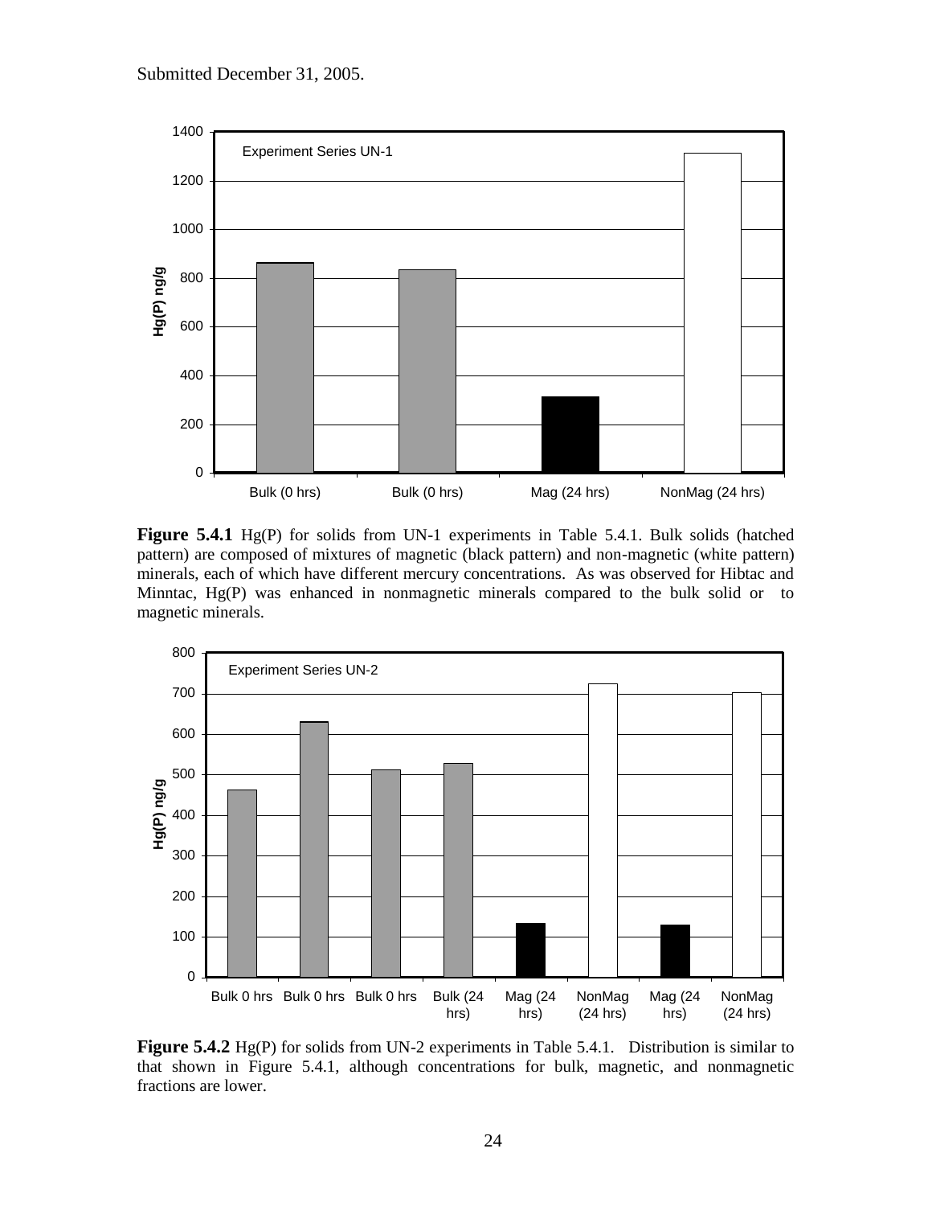Submitted December 31, 2005.

**Figure 5.4.1** Hg(P) for solids from UN-1 experiments in Table 5.4.1. Bulk solids (hatched pattern) are composed of mixtures of magnetic (black pattern) and non-magnetic (white pattern) minerals, each of which have different mercury concentrations. As was observed for Hibtac and Minntac, Hg(P) was enhanced in nonmagnetic minerals compared to the bulk solid or to magnetic minerals.

**Figure 5.4.2** Hg(P) for solids from UN-2 experiments in Table 5.4.1. Distribution is similar to that shown in Figure 5.4.1, although concentrations for bulk, magnetic, and nonmagnetic fractions are lower.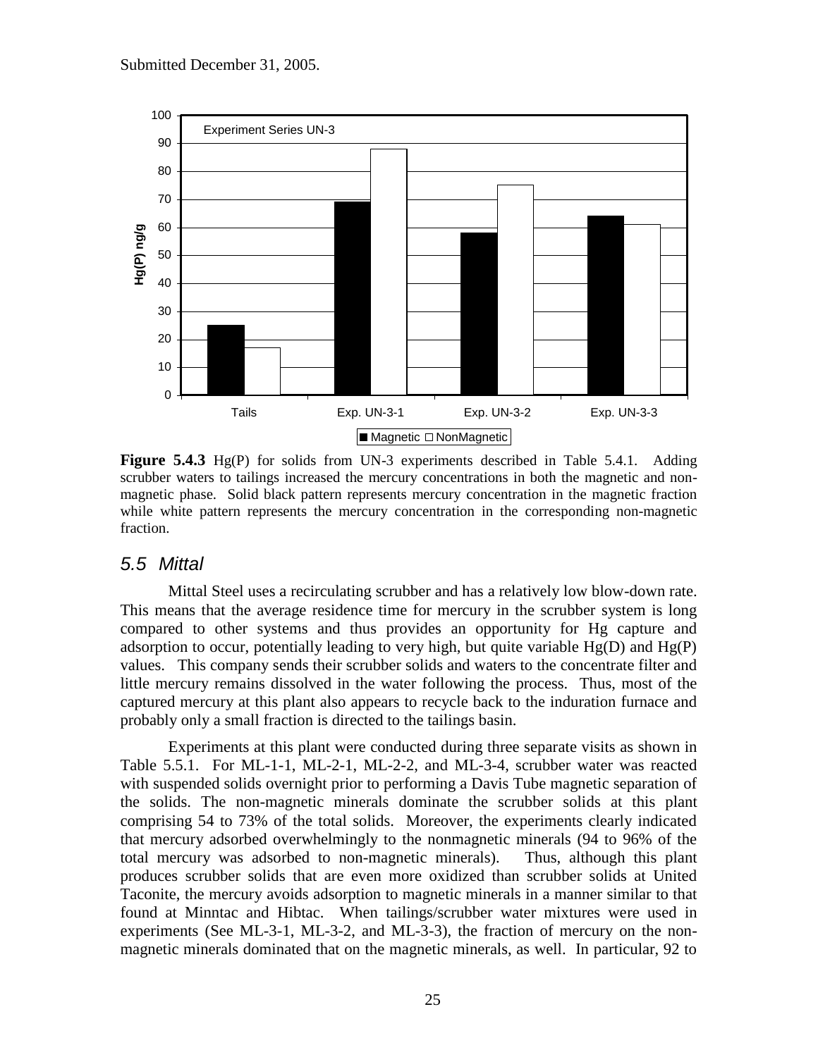Submitted December 31, 2005.

**Figure 5.4.3** Hg(P) for solids from UN-3 experiments described in Table 5.4.1. Adding scrubber waters to tailings increased the mercury concentrations in both the magnetic and non-magnetic phase. Solid black pattern represents mercury concentration in the magnetic fraction while white pattern represents the mercury concentration in the corresponding non-magnetic fraction.

## *5.5 Mittal*

Mittal Steel uses a recirculating scrubber and has a relatively low blow-down rate. This means that the average residence time for mercury in the scrubber system is long compared to other systems and thus provides an opportunity for Hg capture and adsorption to occur, potentially leading to very high, but quite variable Hg(D) and Hg(P) values. This company sends their scrubber solids and waters to the concentrate filter and little mercury remains dissolved in the water following the process. Thus, most of the captured mercury at this plant also appears to recycle back to the induration furnace and probably only a small fraction is directed to the tailings basin.

Experiments at this plant were conducted during three separate visits as shown in Table 5.5.1. For ML-1-1, ML-2-1, ML-2-2, and ML-3-4, scrubber water was reacted with suspended solids overnight prior to performing a Davis Tube magnetic separation of the solids. The non-magnetic minerals dominate the scrubber solids at this plant comprising 54 to 73% of the total solids. Moreover, the experiments clearly indicated that mercury adsorbed overwhelmingly to the nonmagnetic minerals (94 to 96% of the total mercury was adsorbed to non-magnetic minerals). Thus, although this plant produces scrubber solids that are even more oxidized than scrubber solids at United Taconite, the mercury avoids adsorption to magnetic minerals in a manner similar to that found at Minntac and Hibtac. When tailings/scrubber water mixtures were used in experiments (See ML-3-1, ML-3-2, and ML-3-3), the fraction of mercury on the non-magnetic minerals dominated that on the magnetic minerals, as well. In particular, 92 to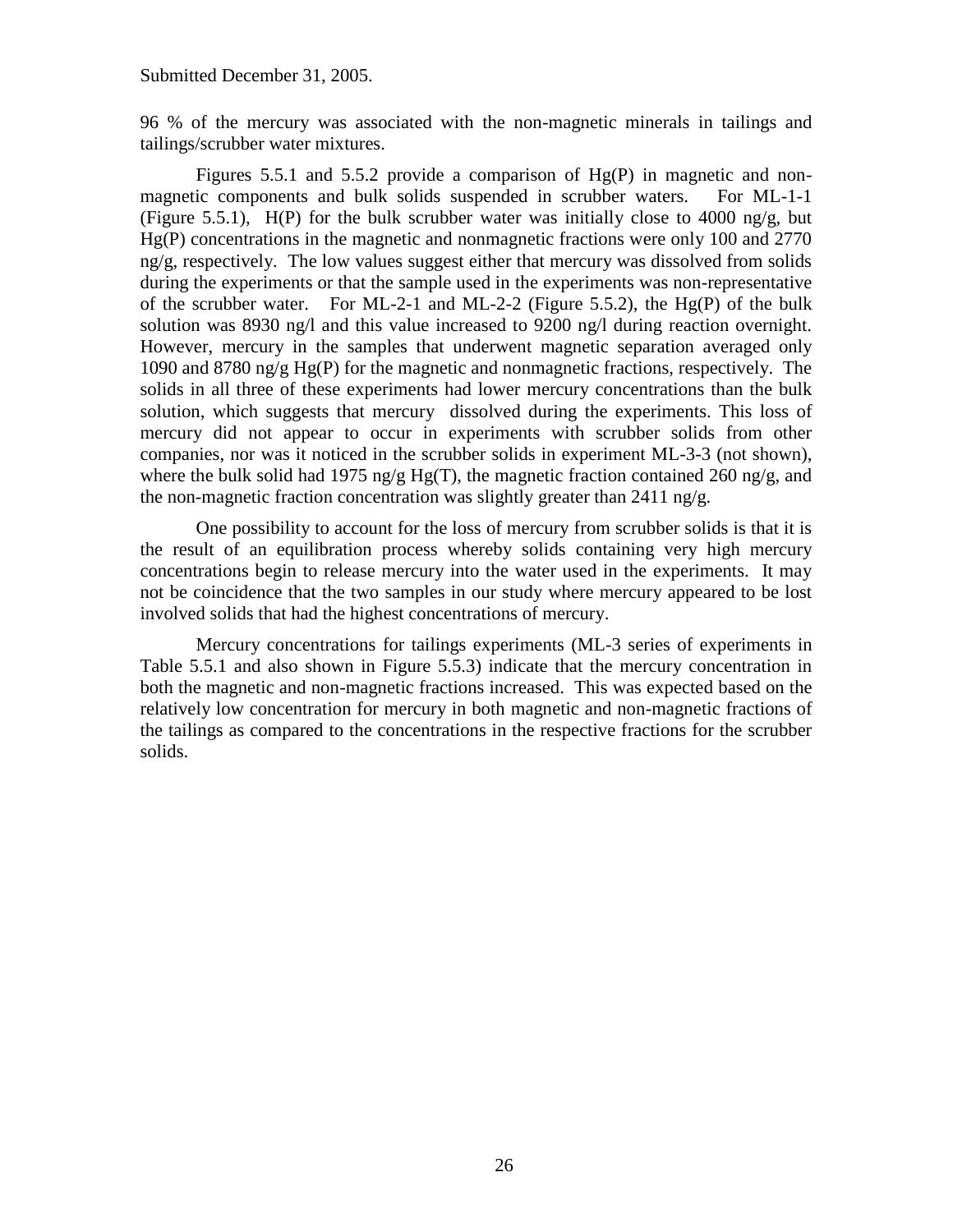96 % of the mercury was associated with the non-magnetic minerals in tailings and tailings/scrubber water mixtures.

Figures 5.5.1 and 5.5.2 provide a comparison of Hg(P) in magnetic and non-magnetic components and bulk solids suspended in scrubber waters. For ML-1-1 (Figure 5.5.1), H(P) for the bulk scrubber water was initially close to 4000 ng/g, but Hg(P) concentrations in the magnetic and nonmagnetic fractions were only 100 and 2770 ng/g, respectively. The low values suggest either that mercury was dissolved from solids during the experiments or that the sample used in the experiments was non-representative of the scrubber water. For ML-2-1 and ML-2-2 (Figure 5.5.2), the Hg(P) of the bulk solution was 8930 ng/l and this value increased to 9200 ng/l during reaction overnight. However, mercury in the samples that underwent magnetic separation averaged only 1090 and 8780 ng/g Hg(P) for the magnetic and nonmagnetic fractions, respectively. The solids in all three of these experiments had lower mercury concentrations than the bulk solution, which suggests that mercury dissolved during the experiments. This loss of mercury did not appear to occur in experiments with scrubber solids from other companies, nor was it noticed in the scrubber solids in experiment ML-3-3 (not shown), where the bulk solid had 1975 ng/g Hg(T), the magnetic fraction contained 260 ng/g, and the non-magnetic fraction concentration was slightly greater than 2411 ng/g.

One possibility to account for the loss of mercury from scrubber solids is that it is the result of an equilibration process whereby solids containing very high mercury concentrations begin to release mercury into the water used in the experiments. It may not be coincidence that the two samples in our study where mercury appeared to be lost involved solids that had the highest concentrations of mercury.

Mercury concentrations for tailings experiments (ML-3 series of experiments in Table 5.5.1 and also shown in Figure 5.5.3) indicate that the mercury concentration in both the magnetic and non-magnetic fractions increased. This was expected based on the relatively low concentration for mercury in both magnetic and non-magnetic fractions of the tailings as compared to the concentrations in the respective fractions for the scrubber solids.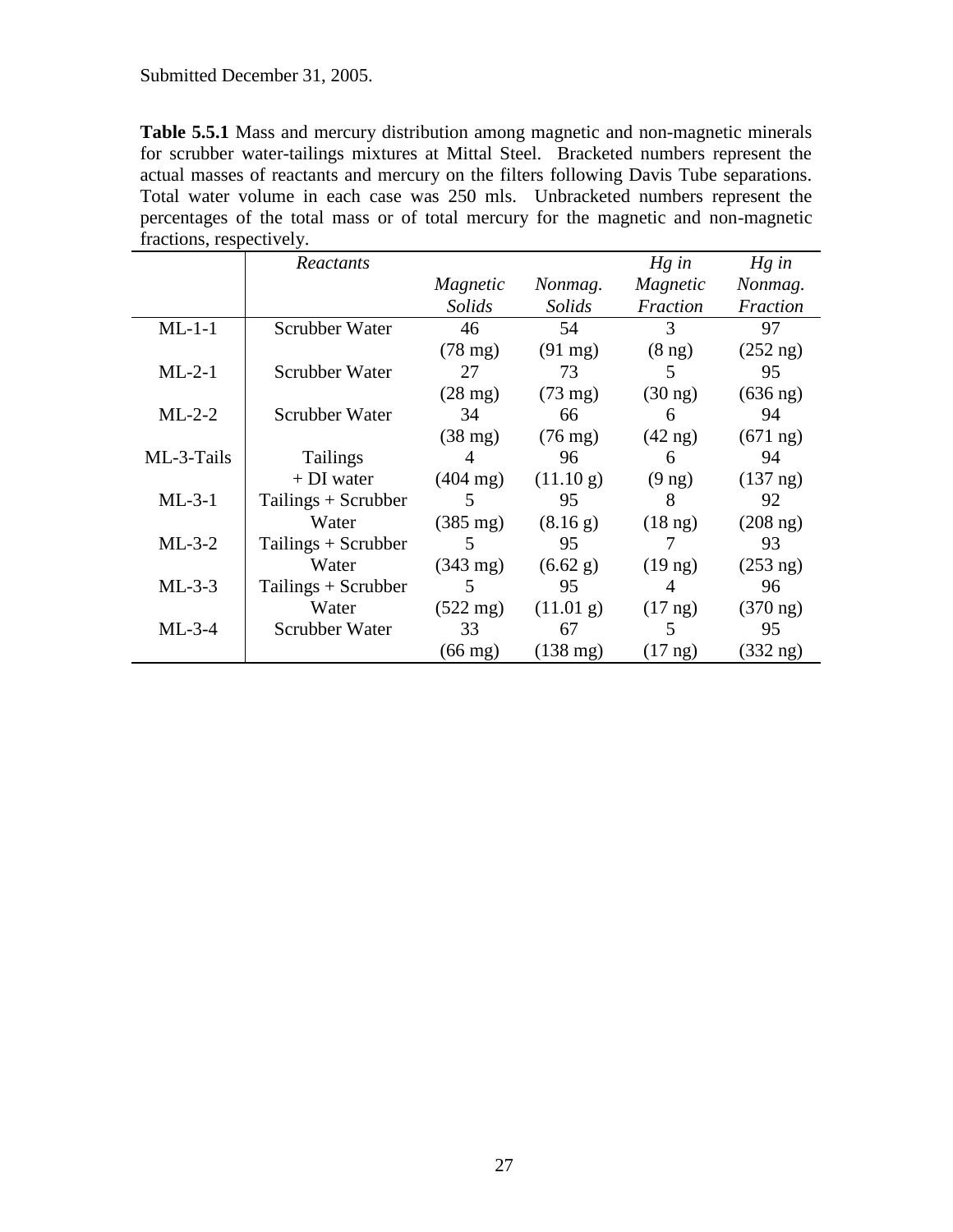Submitted December 31, 2005.

**Table 5.5.1** Mass and mercury distribution among magnetic and non-magnetic minerals for scrubber water-tailings mixtures at Mittal Steel. Bracketed numbers represent the actual masses of reactants and mercury on the filters following Davis Tube separations. Total water volume in each case was 250 mls. Unbracketed numbers represent the percentages of the total mass or of total mercury for the magnetic and non-magnetic fractions, respectively.

| | *Reactants* | *Magnetic Solids* | *Nonmag. Solids* | *Hg in Magnetic Fraction* | *Hg in Nonmag. Fraction* |
|---|---|---|---|---|---|
| ML-1-1 | Scrubber Water | 46 | 54 | 3 | 97 |
| | | (78 mg) | (91 mg) | (8 ng) | (252 ng) |
| ML-2-1 | Scrubber Water | 27 | 73 | 5 | 95 |
| | | (28 mg) | (73 mg) | (30 ng) | (636 ng) |
| ML-2-2 | Scrubber Water | 34 | 66 | 6 | 94 |
| | | (38 mg) | (76 mg) | (42 ng) | (671 ng) |
| ML-3-Tails | Tailings | 4 | 96 | 6 | 94 |
| | + DI water | (404 mg) | (11.10 g) | (9 ng) | (137 ng) |
| ML-3-1 | Tailings + Scrubber | 5 | 95 | 8 | 92 |
| | Water | (385 mg) | (8.16 g) | (18 ng) | (208 ng) |
| ML-3-2 | Tailings + Scrubber | 5 | 95 | 7 | 93 |
| | Water | (343 mg) | (6.62 g) | (19 ng) | (253 ng) |
| ML-3-3 | Tailings + Scrubber | 5 | 95 | 4 | 96 |
| | Water | (522 mg) | (11.01 g) | (17 ng) | (370 ng) |
| ML-3-4 | Scrubber Water | 33 | 67 | 5 | 95 |
| | | (66 mg) | (138 mg) | (17 ng) | (332 ng) |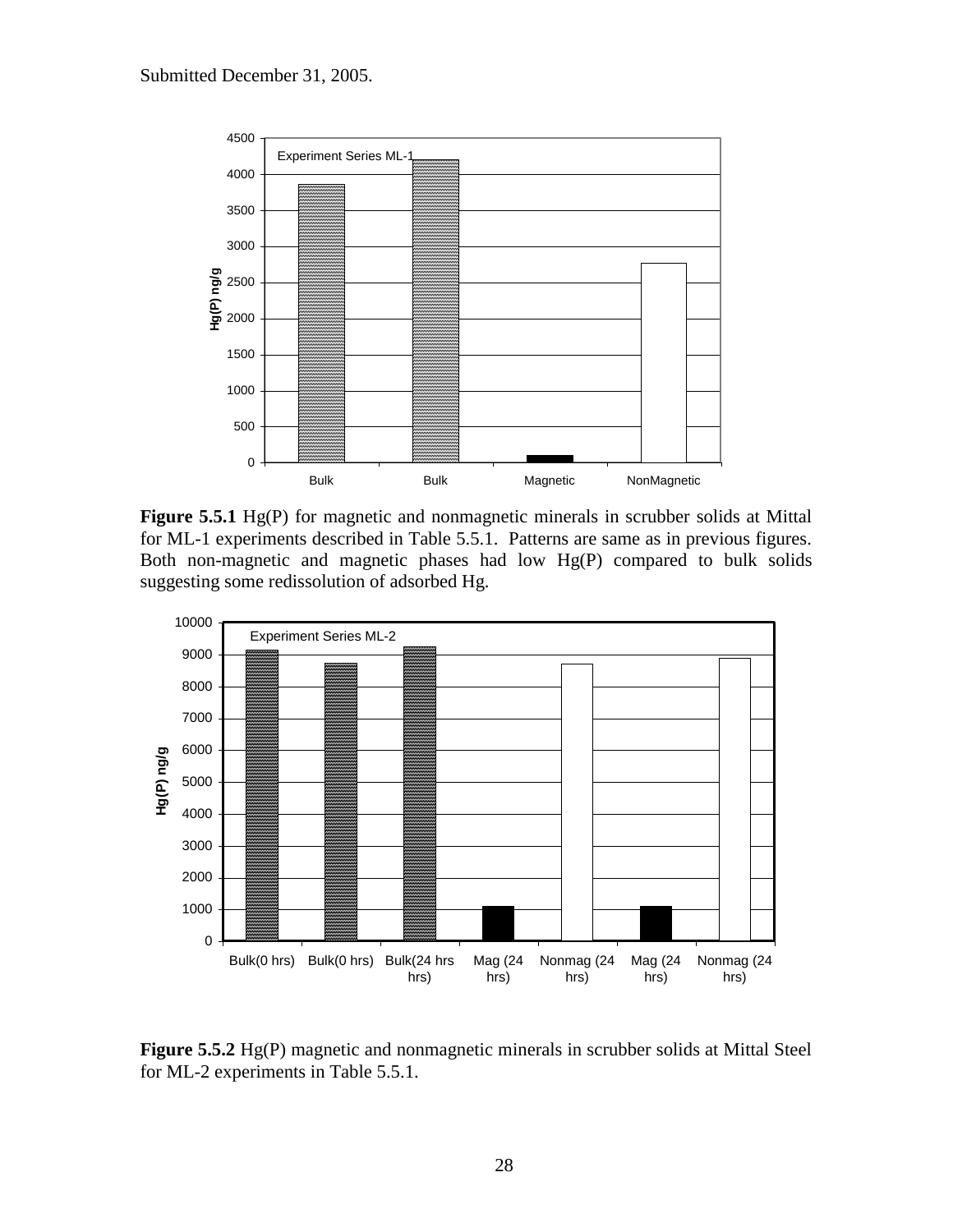Submitted December 31, 2005.

**Figure 5.5.1** Hg(P) for magnetic and nonmagnetic minerals in scrubber solids at Mittal for ML-1 experiments described in Table 5.5.1. Patterns are same as in previous figures. Both non-magnetic and magnetic phases had low Hg(P) compared to bulk solids suggesting some redissolution of adsorbed Hg.

**Figure 5.5.2** Hg(P) magnetic and nonmagnetic minerals in scrubber solids at Mittal Steel for ML-2 experiments in Table 5.5.1.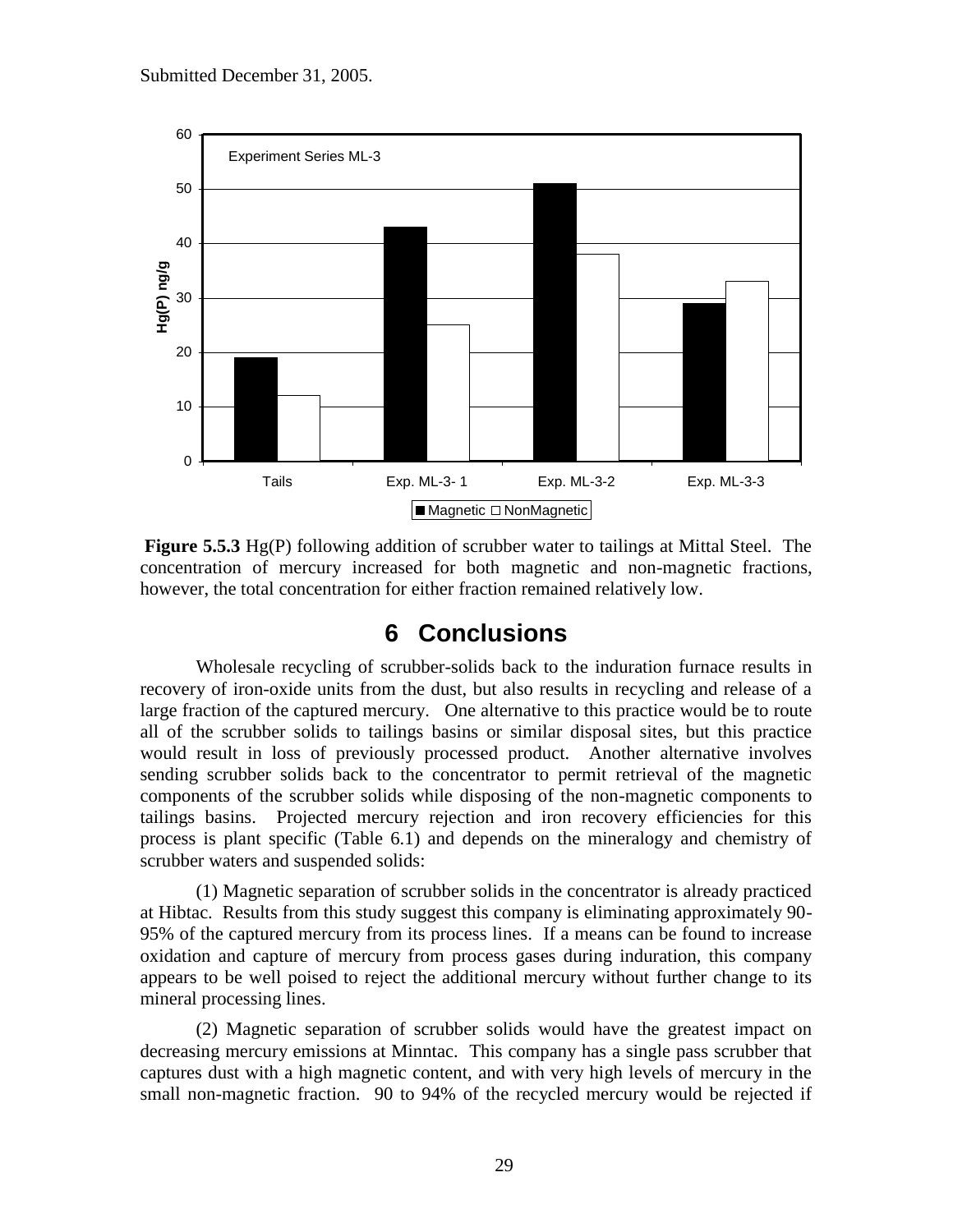Submitted December 31, 2005.

**Figure 5.5.3** Hg(P) following addition of scrubber water to tailings at Mittal Steel. The concentration of mercury increased for both magnetic and non-magnetic fractions, however, the total concentration for either fraction remained relatively low.

# 6 Conclusions

Wholesale recycling of scrubber-solids back to the induration furnace results in recovery of iron-oxide units from the dust, but also results in recycling and release of a large fraction of the captured mercury. One alternative to this practice would be to route all of the scrubber solids to tailings basins or similar disposal sites, but this practice would result in loss of previously processed product. Another alternative involves sending scrubber solids back to the concentrator to permit retrieval of the magnetic components of the scrubber solids while disposing of the non-magnetic components to tailings basins. Projected mercury rejection and iron recovery efficiencies for this process is plant specific (Table 6.1) and depends on the mineralogy and chemistry of scrubber waters and suspended solids:

(1) Magnetic separation of scrubber solids in the concentrator is already practiced at Hibtac. Results from this study suggest this company is eliminating approximately 90-95% of the captured mercury from its process lines. If a means can be found to increase oxidation and capture of mercury from process gases during induration, this company appears to be well poised to reject the additional mercury without further change to its mineral processing lines.

(2) Magnetic separation of scrubber solids would have the greatest impact on decreasing mercury emissions at Minntac. This company has a single pass scrubber that captures dust with a high magnetic content, and with very high levels of mercury in the small non-magnetic fraction. 90 to 94% of the recycled mercury would be rejected if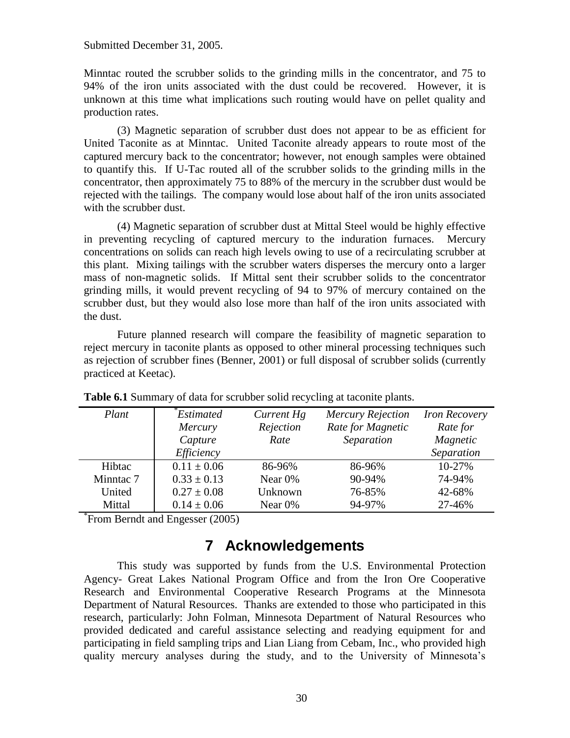Submitted December 31, 2005.

Minntac routed the scrubber solids to the grinding mills in the concentrator, and 75 to 94% of the iron units associated with the dust could be recovered. However, it is unknown at this time what implications such routing would have on pellet quality and production rates.

(3) Magnetic separation of scrubber dust does not appear to be as efficient for United Taconite as at Minntac. United Taconite already appears to route most of the captured mercury back to the concentrator; however, not enough samples were obtained to quantify this. If U-Tac routed all of the scrubber solids to the grinding mills in the concentrator, then approximately 75 to 88% of the mercury in the scrubber dust would be rejected with the tailings. The company would lose about half of the iron units associated with the scrubber dust.

(4) Magnetic separation of scrubber dust at Mittal Steel would be highly effective in preventing recycling of captured mercury to the induration furnaces. Mercury concentrations on solids can reach high levels owing to use of a recirculating scrubber at this plant. Mixing tailings with the scrubber waters disperses the mercury onto a larger mass of non-magnetic solids. If Mittal sent their scrubber solids to the concentrator grinding mills, it would prevent recycling of 94 to 97% of mercury contained on the scrubber dust, but they would also lose more than half of the iron units associated with the dust.

Future planned research will compare the feasibility of magnetic separation to reject mercury in taconite plants as opposed to other mineral processing techniques such as rejection of scrubber fines (Benner, 2001) or full disposal of scrubber solids (currently practiced at Keetac).

**Table 6.1** Summary of data for scrubber solid recycling at taconite plants.

| *Plant* | *\*Estimated Mercury Capture Efficiency* | *Current Hg Rejection Rate* | *Mercury Rejection Rate for Magnetic Separation* | *Iron Recovery Rate for Magnetic Separation* |
|---|---|---|---|---|
| Hibtac | $0.11 \pm 0.06$ | 86-96% | 86-96% | 10-27% |
| Minntac 7 | $0.33 \pm 0.13$ | Near 0% | 90-94% | 74-94% |
| United | $0.27 \pm 0.08$ | Unknown | 76-85% | 42-68% |
| Mittal | $0.14 \pm 0.06$ | Near 0% | 94-97% | 27-46% |

\*From Berndt and Engesser (2005)

# 7 Acknowledgements

This study was supported by funds from the U.S. Environmental Protection Agency- Great Lakes National Program Office and from the Iron Ore Cooperative Research and Environmental Cooperative Research Programs at the Minnesota Department of Natural Resources. Thanks are extended to those who participated in this research, particularly: John Folman, Minnesota Department of Natural Resources who provided dedicated and careful assistance selecting and readying equipment for and participating in field sampling trips and Lian Liang from Cebam, Inc., who provided high quality mercury analyses during the study, and to the University of Minnesota's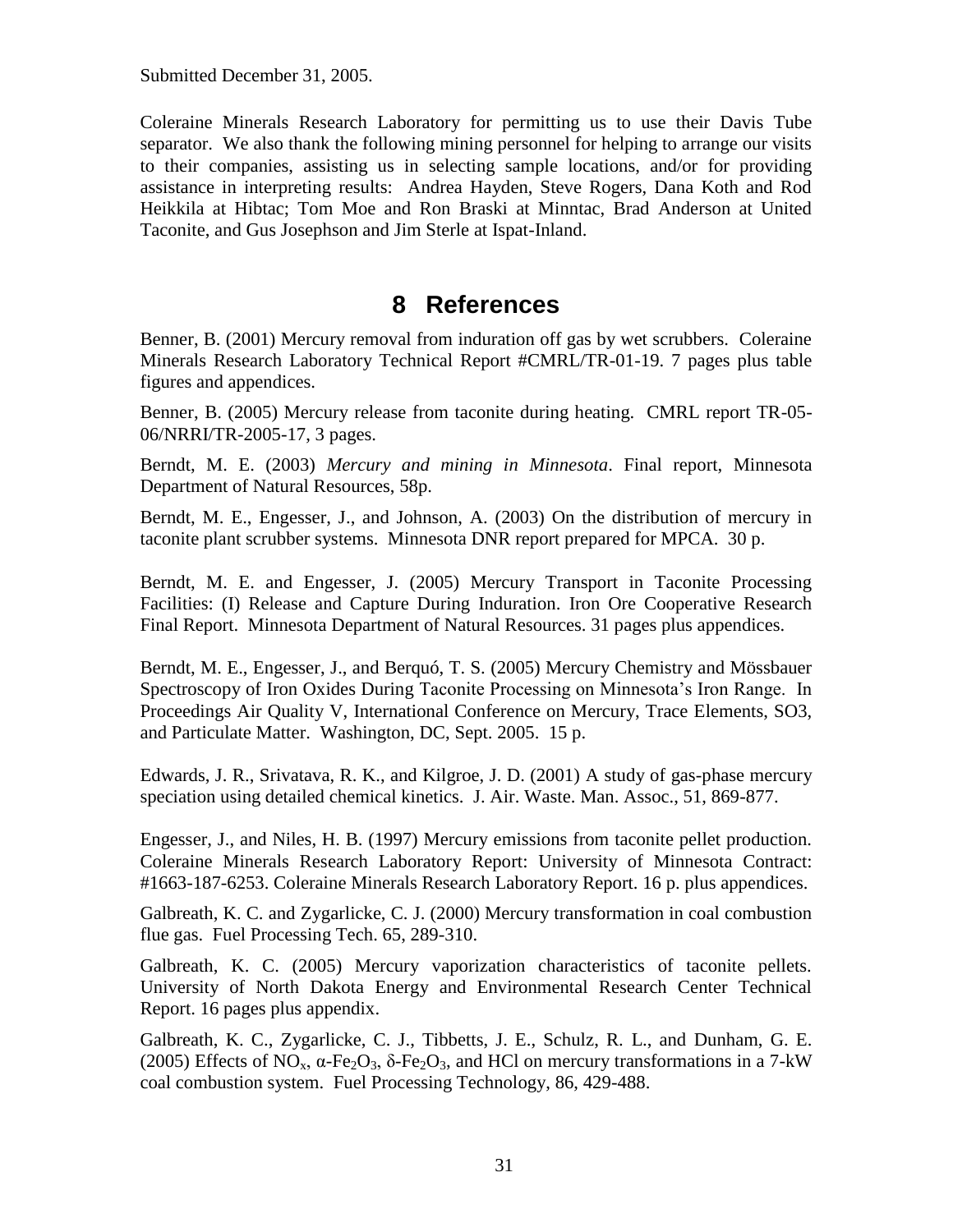Submitted December 31, 2005.

Coleraine Minerals Research Laboratory for permitting us to use their Davis Tube separator. We also thank the following mining personnel for helping to arrange our visits to their companies, assisting us in selecting sample locations, and/or for providing assistance in interpreting results: Andrea Hayden, Steve Rogers, Dana Koth and Rod Heikkila at Hibtac; Tom Moe and Ron Braski at Minntac, Brad Anderson at United Taconite, and Gus Josephson and Jim Sterle at Ispat-Inland.

# 8 References

Benner, B. (2001) Mercury removal from induration off gas by wet scrubbers. Coleraine Minerals Research Laboratory Technical Report #CMRL/TR-01-19. 7 pages plus table figures and appendices.

Benner, B. (2005) Mercury release from taconite during heating. CMRL report TR-05-06/NRRI/TR-2005-17, 3 pages.

Berndt, M. E. (2003) *Mercury and mining in Minnesota*. Final report, Minnesota Department of Natural Resources, 58p.

Berndt, M. E., Engesser, J., and Johnson, A. (2003) On the distribution of mercury in taconite plant scrubber systems. Minnesota DNR report prepared for MPCA. 30 p.

Berndt, M. E. and Engesser, J. (2005) Mercury Transport in Taconite Processing Facilities: (I) Release and Capture During Induration. Iron Ore Cooperative Research Final Report. Minnesota Department of Natural Resources. 31 pages plus appendices.

Berndt, M. E., Engesser, J., and Berquó, T. S. (2005) Mercury Chemistry and Mössbauer Spectroscopy of Iron Oxides During Taconite Processing on Minnesota's Iron Range. In Proceedings Air Quality V, International Conference on Mercury, Trace Elements, SO3, and Particulate Matter. Washington, DC, Sept. 2005. 15 p.

Edwards, J. R., Srivatava, R. K., and Kilgroe, J. D. (2001) A study of gas-phase mercury speciation using detailed chemical kinetics. J. Air. Waste. Man. Assoc., 51, 869-877.

Engesser, J., and Niles, H. B. (1997) Mercury emissions from taconite pellet production. Coleraine Minerals Research Laboratory Report: University of Minnesota Contract: #1663-187-6253. Coleraine Minerals Research Laboratory Report. 16 p. plus appendices.

Galbreath, K. C. and Zygarlicke, C. J. (2000) Mercury transformation in coal combustion flue gas. Fuel Processing Tech. 65, 289-310.

Galbreath, K. C. (2005) Mercury vaporization characteristics of taconite pellets. University of North Dakota Energy and Environmental Research Center Technical Report. 16 pages plus appendix.

Galbreath, K. C., Zygarlicke, C. J., Tibbetts, J. E., Schulz, R. L., and Dunham, G. E. (2005) Effects of $NO_x$, $\alpha$-$Fe_2O_3$, $\delta$-$Fe_2O_3$, and HCl on mercury transformations in a 7-kW coal combustion system. Fuel Processing Technology, 86, 429-488.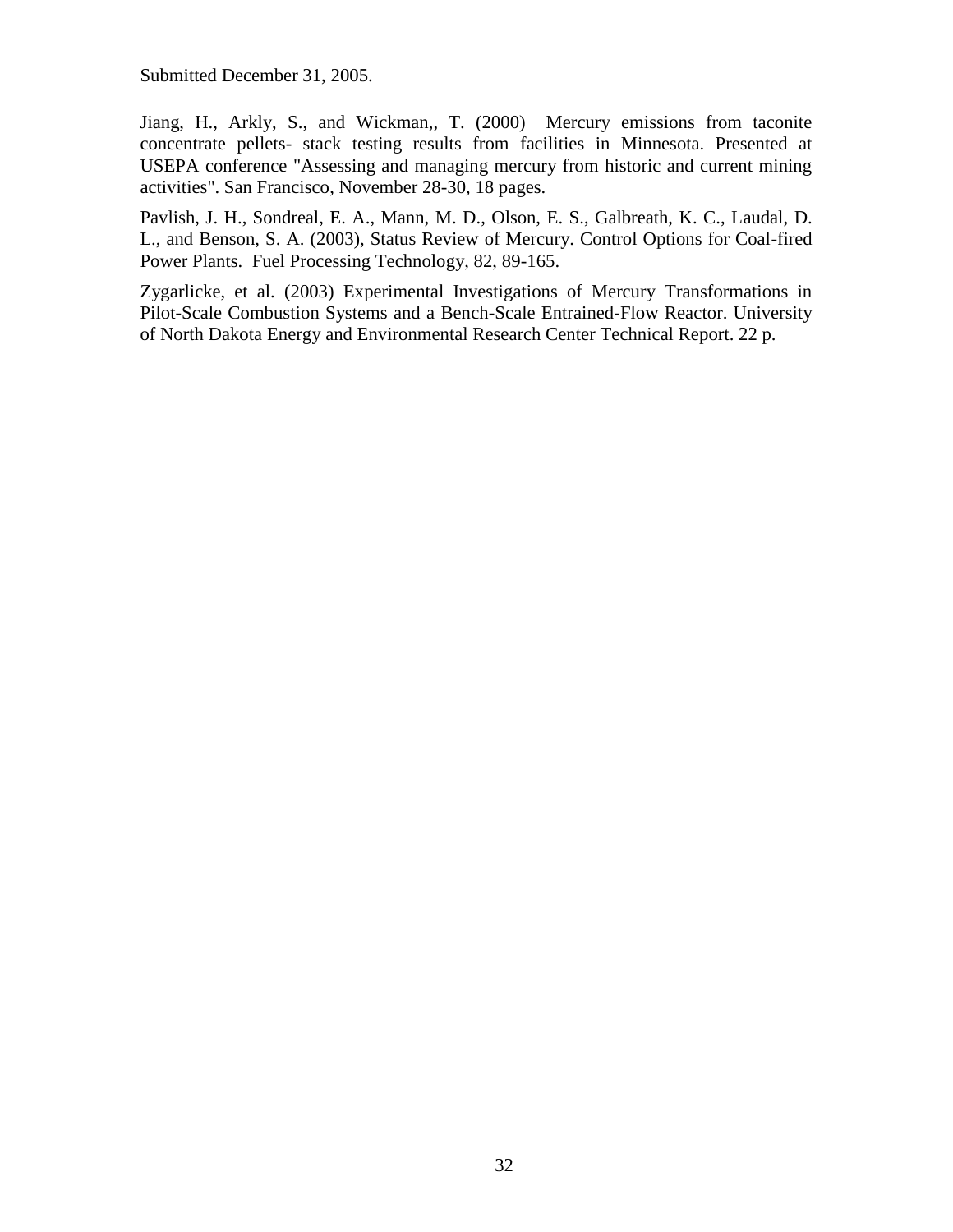Submitted December 31, 2005.

Jiang, H., Arkly, S., and Wickman,, T. (2000) Mercury emissions from taconite concentrate pellets- stack testing results from facilities in Minnesota. Presented at USEPA conference "Assessing and managing mercury from historic and current mining activities". San Francisco, November 28-30, 18 pages.

Pavlish, J. H., Sondreal, E. A., Mann, M. D., Olson, E. S., Galbreath, K. C., Laudal, D. L., and Benson, S. A. (2003), Status Review of Mercury. Control Options for Coal-fired Power Plants. Fuel Processing Technology, 82, 89-165.

Zygarlicke, et al. (2003) Experimental Investigations of Mercury Transformations in Pilot-Scale Combustion Systems and a Bench-Scale Entrained-Flow Reactor. University of North Dakota Energy and Environmental Research Center Technical Report. 22 p.